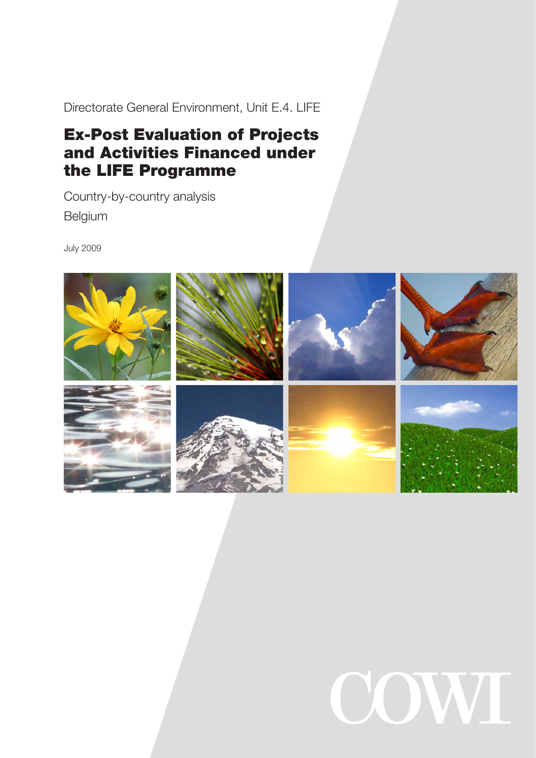Directorate General Environment, Unit E.4. LIFE

# Ex-Post Evaluation of Projects and Activities Financed under the LIFE Programme

Country-by-country analysis

Belgium

July 2009

COWI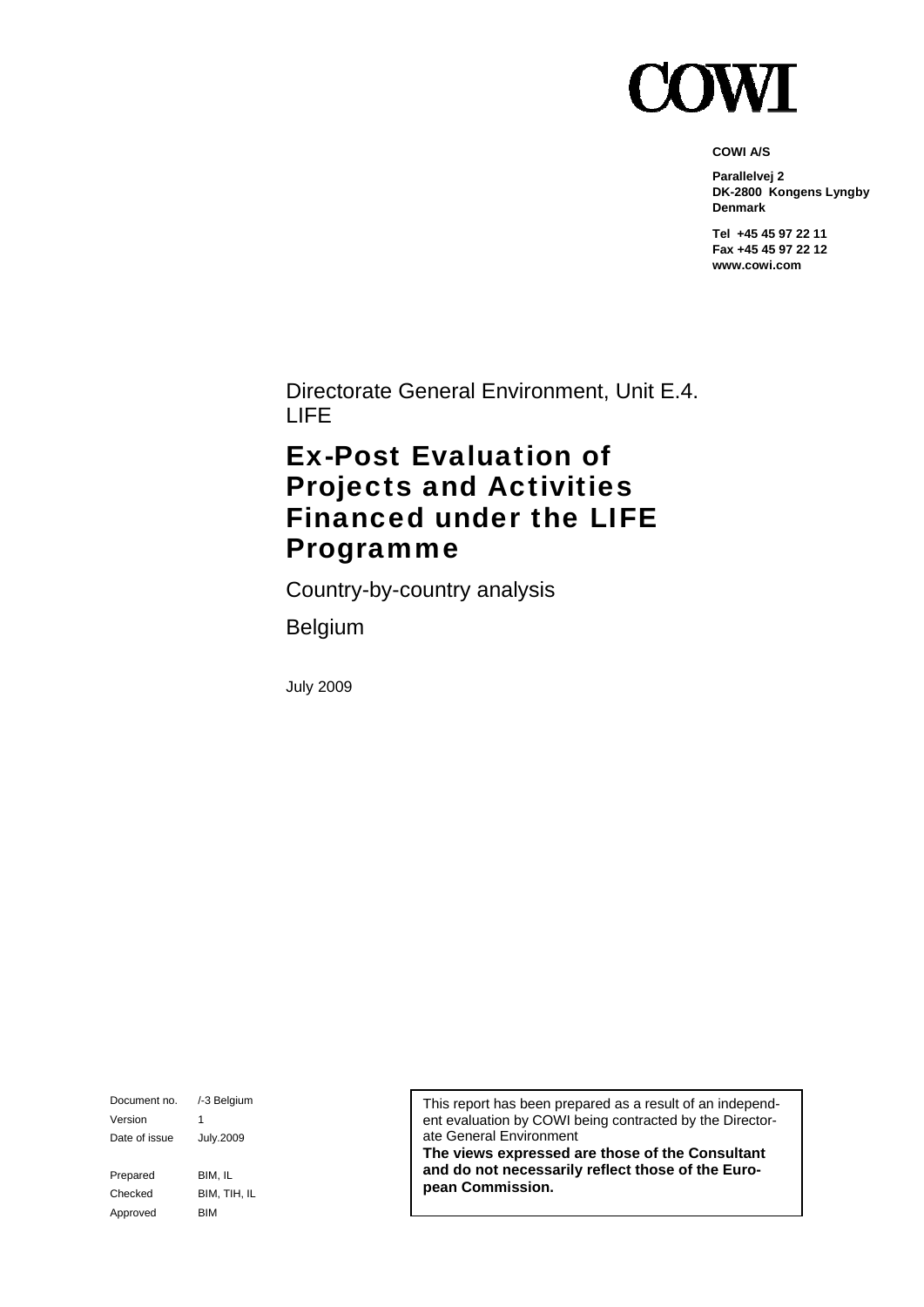# COWI

**COWI A/S**

**Parallelvej 2**
**DK-2800 Kongens Lyngby**
**Denmark**

**Tel +45 45 97 22 11**
**Fax +45 45 97 22 12**
**www.cowi.com**

Directorate General Environment, Unit E.4. LIFE

# Ex-Post Evaluation of Projects and Activities Financed under the LIFE Programme

Country-by-country analysis

Belgium

July 2009

| Document no. | /-3 Belgium |
| --- | --- |
| Version | 1 |
| Date of issue | July.2009 |
| Prepared | BIM, IL |
| Checked | BIM, TIH, IL |
| Approved | BIM |

This report has been prepared as a result of an independent evaluation by COWI being contracted by the Directorate General Environment
**The views expressed are those of the Consultant and do not necessarily reflect those of the European Commission.**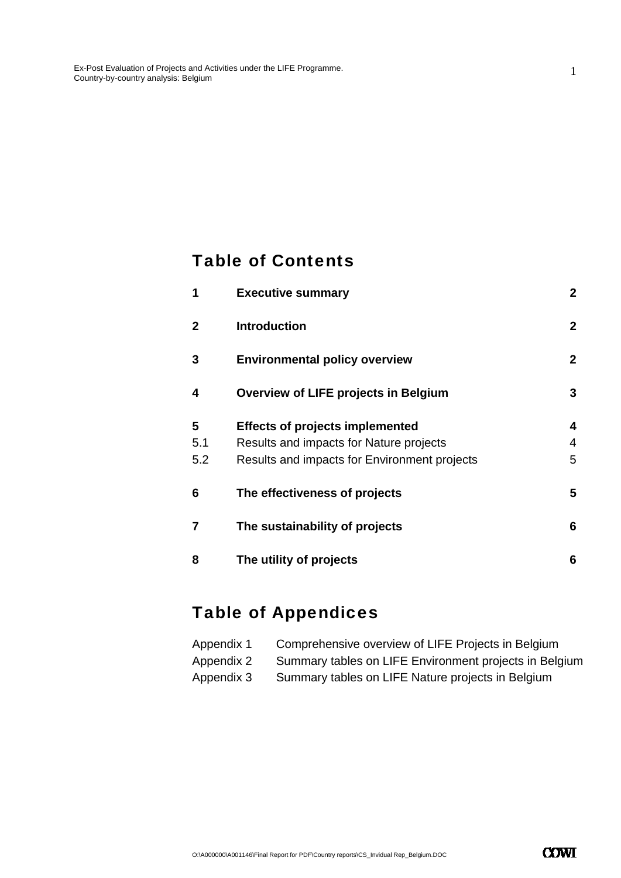## Table of Contents

| | | |
|---|---|---|
| **1** | **Executive summary** | **2** |
| **2** | **Introduction** | **2** |
| **3** | **Environmental policy overview** | **2** |
| **4** | **Overview of LIFE projects in Belgium** | **3** |
| **5** | **Effects of projects implemented** | **4** |
| 5.1 | Results and impacts for Nature projects | 4 |
| 5.2 | Results and impacts for Environment projects | 5 |
| **6** | **The effectiveness of projects** | **5** |
| **7** | **The sustainability of projects** | **6** |
| **8** | **The utility of projects** | **6** |

## Table of Appendices

| | |
|---|---|
| Appendix 1 | Comprehensive overview of LIFE Projects in Belgium |
| Appendix 2 | Summary tables on LIFE Environment projects in Belgium |
| Appendix 3 | Summary tables on LIFE Nature projects in Belgium |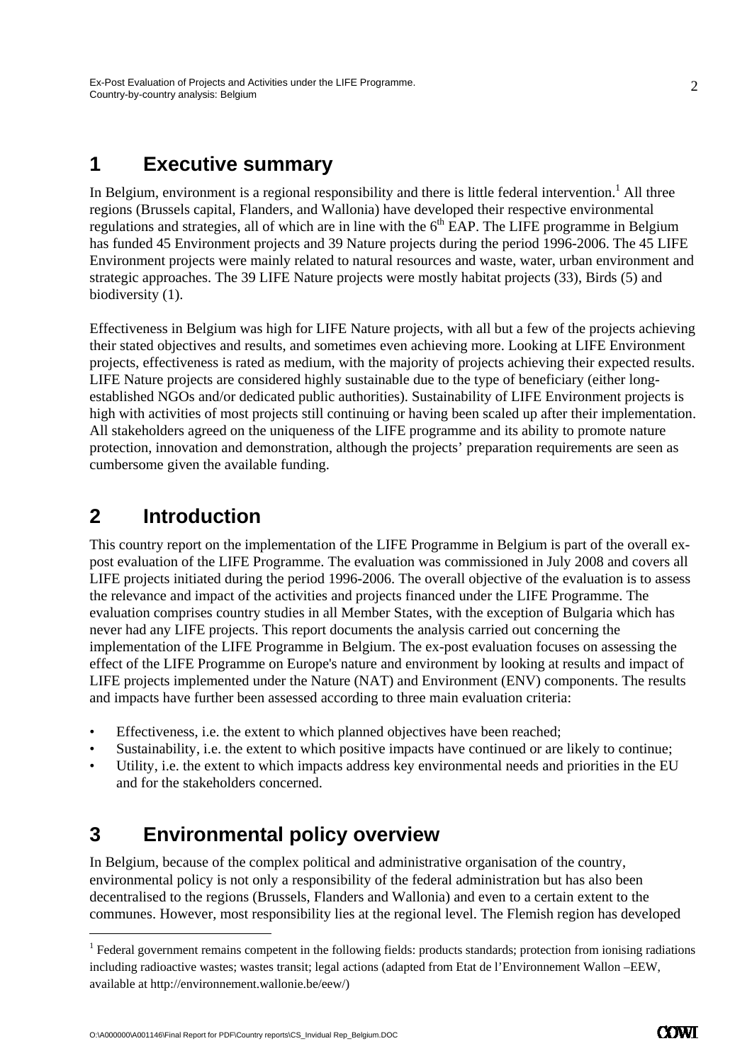# 1 Executive summary

In Belgium, environment is a regional responsibility and there is little federal intervention.[1] All three regions (Brussels capital, Flanders, and Wallonia) have developed their respective environmental regulations and strategies, all of which are in line with the 6th EAP. The LIFE programme in Belgium has funded 45 Environment projects and 39 Nature projects during the period 1996-2006. The 45 LIFE Environment projects were mainly related to natural resources and waste, water, urban environment and strategic approaches. The 39 LIFE Nature projects were mostly habitat projects (33), Birds (5) and biodiversity (1).

Effectiveness in Belgium was high for LIFE Nature projects, with all but a few of the projects achieving their stated objectives and results, and sometimes even achieving more. Looking at LIFE Environment projects, effectiveness is rated as medium, with the majority of projects achieving their expected results. LIFE Nature projects are considered highly sustainable due to the type of beneficiary (either long-established NGOs and/or dedicated public authorities). Sustainability of LIFE Environment projects is high with activities of most projects still continuing or having been scaled up after their implementation. All stakeholders agreed on the uniqueness of the LIFE programme and its ability to promote nature protection, innovation and demonstration, although the projects' preparation requirements are seen as cumbersome given the available funding.

# 2 Introduction

This country report on the implementation of the LIFE Programme in Belgium is part of the overall ex-post evaluation of the LIFE Programme. The evaluation was commissioned in July 2008 and covers all LIFE projects initiated during the period 1996-2006. The overall objective of the evaluation is to assess the relevance and impact of the activities and projects financed under the LIFE Programme. The evaluation comprises country studies in all Member States, with the exception of Bulgaria which has never had any LIFE projects. This report documents the analysis carried out concerning the implementation of the LIFE Programme in Belgium. The ex-post evaluation focuses on assessing the effect of the LIFE Programme on Europe's nature and environment by looking at results and impact of LIFE projects implemented under the Nature (NAT) and Environment (ENV) components. The results and impacts have further been assessed according to three main evaluation criteria:

- Effectiveness, i.e. the extent to which planned objectives have been reached;
- Sustainability, i.e. the extent to which positive impacts have continued or are likely to continue;
- Utility, i.e. the extent to which impacts address key environmental needs and priorities in the EU and for the stakeholders concerned.

# 3 Environmental policy overview

In Belgium, because of the complex political and administrative organisation of the country, environmental policy is not only a responsibility of the federal administration but has also been decentralised to the regions (Brussels, Flanders and Wallonia) and even to a certain extent to the communes. However, most responsibility lies at the regional level. The Flemish region has developed

[1] Federal government remains competent in the following fields: products standards; protection from ionising radiations including radioactive wastes; wastes transit; legal actions (adapted from Etat de l'Environnement Wallon –EEW, available at http://environnement.wallonie.be/eew/)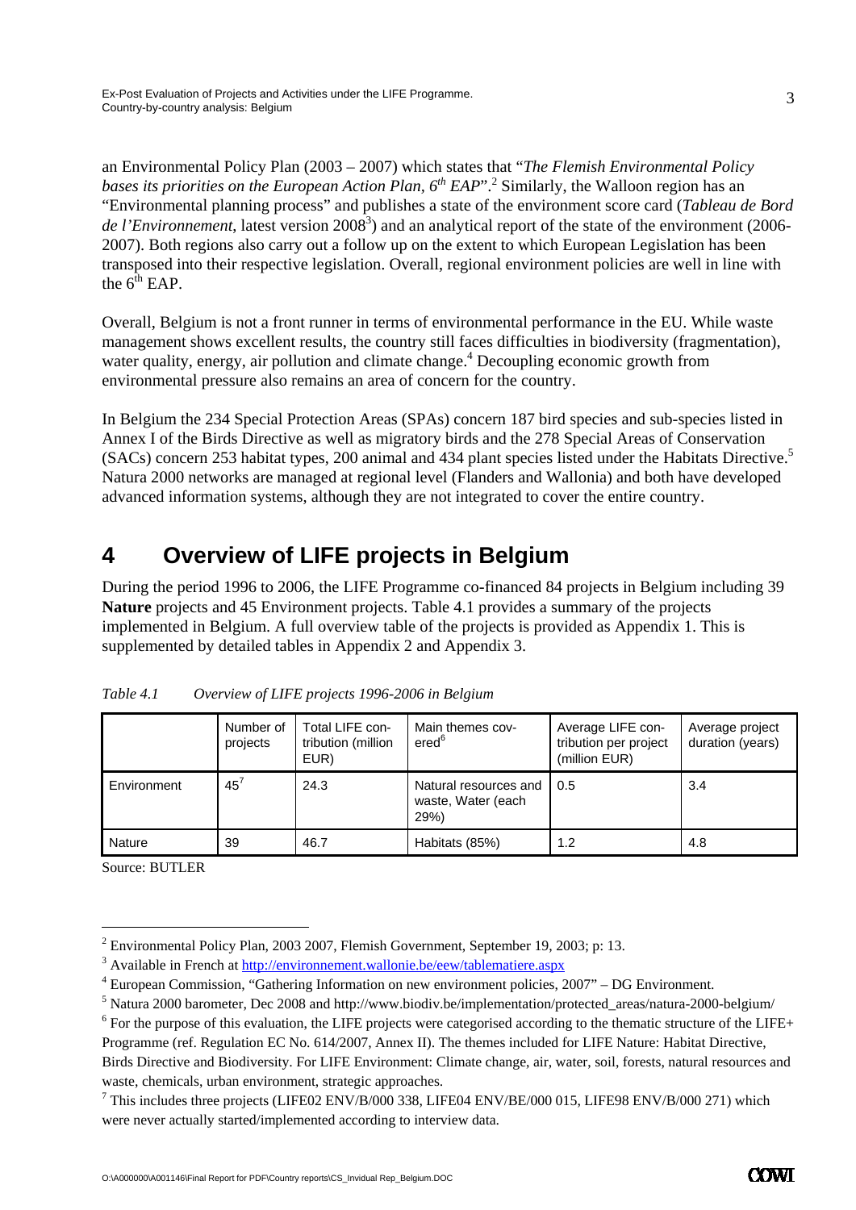an Environmental Policy Plan (2003 – 2007) which states that "*The Flemish Environmental Policy bases its priorities on the European Action Plan, 6th EAP*".[2] Similarly, the Walloon region has an "Environmental planning process" and publishes a state of the environment score card (*Tableau de Bord de l'Environnement*, latest version 2008[3]) and an analytical report of the state of the environment (2006-2007). Both regions also carry out a follow up on the extent to which European Legislation has been transposed into their respective legislation. Overall, regional environment policies are well in line with the 6th EAP.

Overall, Belgium is not a front runner in terms of environmental performance in the EU. While waste management shows excellent results, the country still faces difficulties in biodiversity (fragmentation), water quality, energy, air pollution and climate change.[4] Decoupling economic growth from environmental pressure also remains an area of concern for the country.

In Belgium the 234 Special Protection Areas (SPAs) concern 187 bird species and sub-species listed in Annex I of the Birds Directive as well as migratory birds and the 278 Special Areas of Conservation (SACs) concern 253 habitat types, 200 animal and 434 plant species listed under the Habitats Directive.[5] Natura 2000 networks are managed at regional level (Flanders and Wallonia) and both have developed advanced information systems, although they are not integrated to cover the entire country.

# 4 Overview of LIFE projects in Belgium

During the period 1996 to 2006, the LIFE Programme co-financed 84 projects in Belgium including 39 **Nature** projects and 45 Environment projects. Table 4.1 provides a summary of the projects implemented in Belgium. A full overview table of the projects is provided as Appendix 1. This is supplemented by detailed tables in Appendix 2 and Appendix 3.

*Table 4.1 Overview of LIFE projects 1996-2006 in Belgium*

| | Number of projects | Total LIFE contribution (million EUR) | Main themes covered[6] | Average LIFE contribution per project (million EUR) | Average project duration (years) |
|---|---|---|---|---|---|
| Environment | 45[7] | 24.3 | Natural resources and waste, Water (each 29%) | 0.5 | 3.4 |
| Nature | 39 | 46.7 | Habitats (85%) | 1.2 | 4.8 |

Source: BUTLER

[2] Environmental Policy Plan, 2003 2007, Flemish Government, September 19, 2003; p: 13.

[3] Available in French at http://environnement.wallonie.be/eew/tablematiere.aspx

[4] European Commission, "Gathering Information on new environment policies, 2007" – DG Environment.

[5] Natura 2000 barometer, Dec 2008 and http://www.biodiv.be/implementation/protected_areas/natura-2000-belgium/

[6] For the purpose of this evaluation, the LIFE projects were categorised according to the thematic structure of the LIFE+ Programme (ref. Regulation EC No. 614/2007, Annex II). The themes included for LIFE Nature: Habitat Directive, Birds Directive and Biodiversity. For LIFE Environment: Climate change, air, water, soil, forests, natural resources and waste, chemicals, urban environment, strategic approaches.

[7] This includes three projects (LIFE02 ENV/B/000 338, LIFE04 ENV/BE/000 015, LIFE98 ENV/B/000 271) which were never actually started/implemented according to interview data.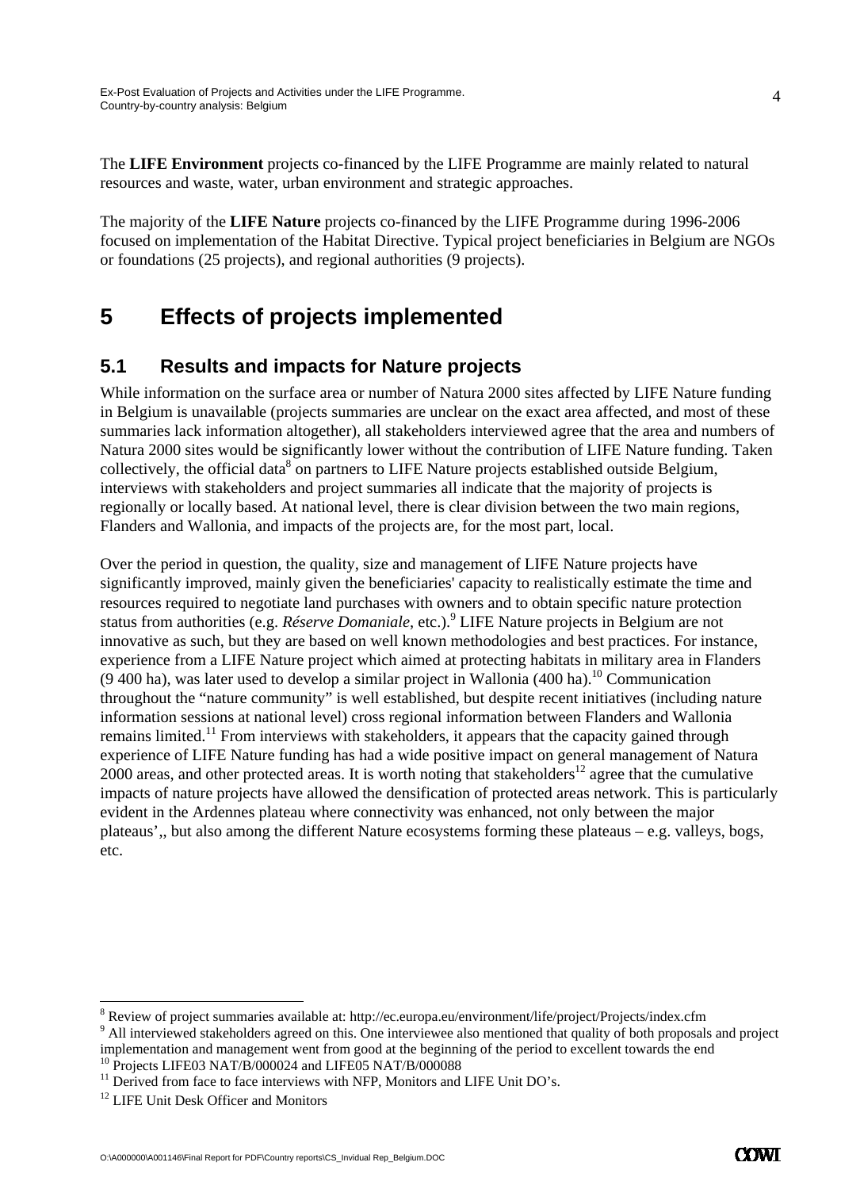The **LIFE Environment** projects co-financed by the LIFE Programme are mainly related to natural resources and waste, water, urban environment and strategic approaches.

The majority of the **LIFE Nature** projects co-financed by the LIFE Programme during 1996-2006 focused on implementation of the Habitat Directive. Typical project beneficiaries in Belgium are NGOs or foundations (25 projects), and regional authorities (9 projects).

# 5 Effects of projects implemented

## 5.1 Results and impacts for Nature projects

While information on the surface area or number of Natura 2000 sites affected by LIFE Nature funding in Belgium is unavailable (projects summaries are unclear on the exact area affected, and most of these summaries lack information altogether), all stakeholders interviewed agree that the area and numbers of Natura 2000 sites would be significantly lower without the contribution of LIFE Nature funding. Taken collectively, the official data[8] on partners to LIFE Nature projects established outside Belgium, interviews with stakeholders and project summaries all indicate that the majority of projects is regionally or locally based. At national level, there is clear division between the two main regions, Flanders and Wallonia, and impacts of the projects are, for the most part, local.

Over the period in question, the quality, size and management of LIFE Nature projects have significantly improved, mainly given the beneficiaries' capacity to realistically estimate the time and resources required to negotiate land purchases with owners and to obtain specific nature protection status from authorities (e.g. *Réserve Domaniale*, etc.).[9] LIFE Nature projects in Belgium are not innovative as such, but they are based on well known methodologies and best practices. For instance, experience from a LIFE Nature project which aimed at protecting habitats in military area in Flanders (9 400 ha), was later used to develop a similar project in Wallonia (400 ha).[10] Communication throughout the "nature community" is well established, but despite recent initiatives (including nature information sessions at national level) cross regional information between Flanders and Wallonia remains limited.[11] From interviews with stakeholders, it appears that the capacity gained through experience of LIFE Nature funding has had a wide positive impact on general management of Natura 2000 areas, and other protected areas. It is worth noting that stakeholders[12] agree that the cumulative impacts of nature projects have allowed the densification of protected areas network. This is particularly evident in the Ardennes plateau where connectivity was enhanced, not only between the major plateaus',, but also among the different Nature ecosystems forming these plateaus – e.g. valleys, bogs, etc.

---

[8] Review of project summaries available at: http://ec.europa.eu/environment/life/project/Projects/index.cfm

[9] All interviewed stakeholders agreed on this. One interviewee also mentioned that quality of both proposals and project implementation and management went from good at the beginning of the period to excellent towards the end

[10] Projects LIFE03 NAT/B/000024 and LIFE05 NAT/B/000088

[11] Derived from face to face interviews with NFP, Monitors and LIFE Unit DO's.

[12] LIFE Unit Desk Officer and Monitors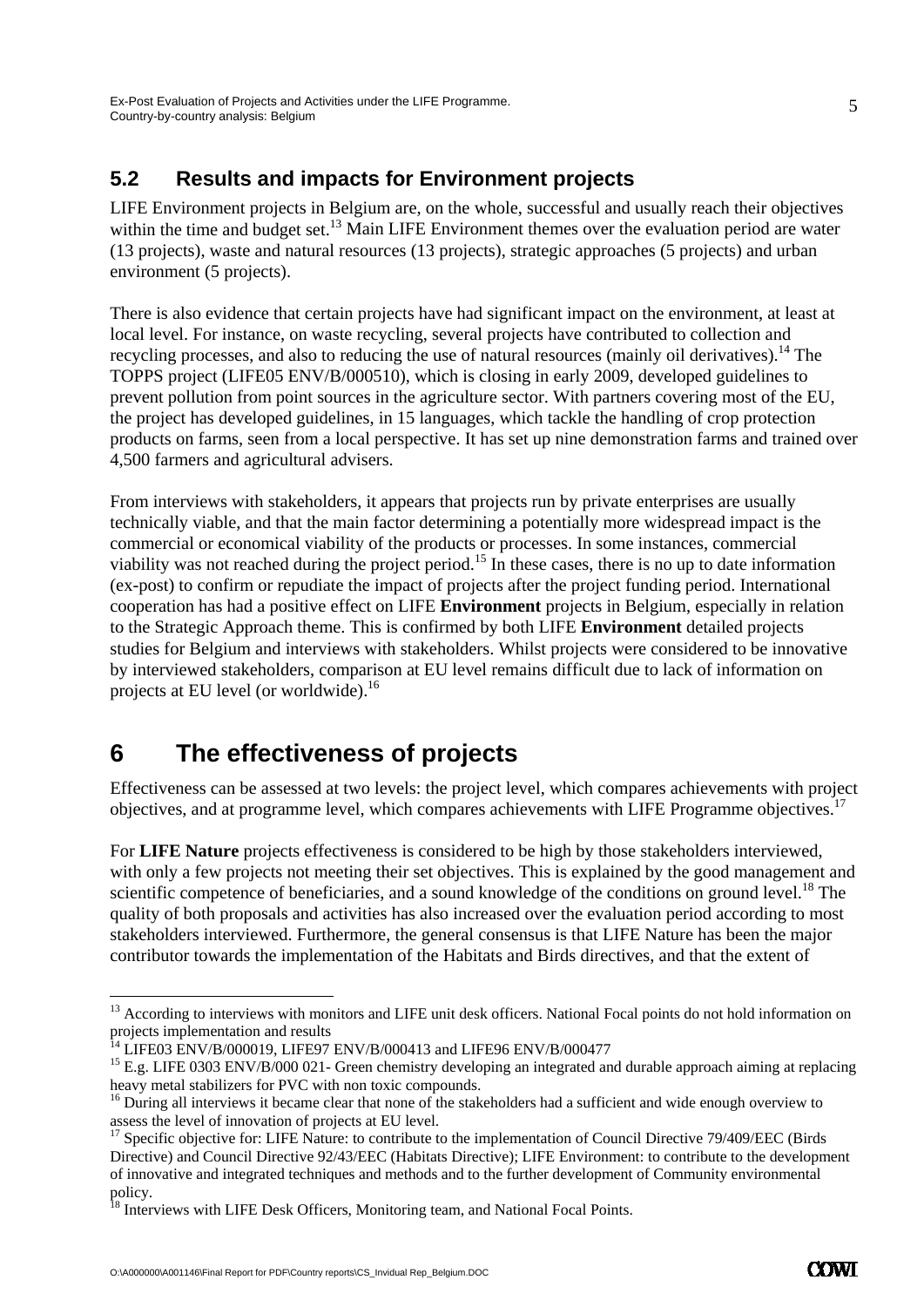## 5.2 Results and impacts for Environment projects

LIFE Environment projects in Belgium are, on the whole, successful and usually reach their objectives within the time and budget set.[13] Main LIFE Environment themes over the evaluation period are water (13 projects), waste and natural resources (13 projects), strategic approaches (5 projects) and urban environment (5 projects).

There is also evidence that certain projects have had significant impact on the environment, at least at local level. For instance, on waste recycling, several projects have contributed to collection and recycling processes, and also to reducing the use of natural resources (mainly oil derivatives).[14] The TOPPS project (LIFE05 ENV/B/000510), which is closing in early 2009, developed guidelines to prevent pollution from point sources in the agriculture sector. With partners covering most of the EU, the project has developed guidelines, in 15 languages, which tackle the handling of crop protection products on farms, seen from a local perspective. It has set up nine demonstration farms and trained over 4,500 farmers and agricultural advisers.

From interviews with stakeholders, it appears that projects run by private enterprises are usually technically viable, and that the main factor determining a potentially more widespread impact is the commercial or economical viability of the products or processes. In some instances, commercial viability was not reached during the project period.[15] In these cases, there is no up to date information (ex-post) to confirm or repudiate the impact of projects after the project funding period. International cooperation has had a positive effect on LIFE **Environment** projects in Belgium, especially in relation to the Strategic Approach theme. This is confirmed by both LIFE **Environment** detailed projects studies for Belgium and interviews with stakeholders. Whilst projects were considered to be innovative by interviewed stakeholders, comparison at EU level remains difficult due to lack of information on projects at EU level (or worldwide).[16]

# 6 The effectiveness of projects

Effectiveness can be assessed at two levels: the project level, which compares achievements with project objectives, and at programme level, which compares achievements with LIFE Programme objectives.[17]

For **LIFE Nature** projects effectiveness is considered to be high by those stakeholders interviewed, with only a few projects not meeting their set objectives. This is explained by the good management and scientific competence of beneficiaries, and a sound knowledge of the conditions on ground level.[18] The quality of both proposals and activities has also increased over the evaluation period according to most stakeholders interviewed. Furthermore, the general consensus is that LIFE Nature has been the major contributor towards the implementation of the Habitats and Birds directives, and that the extent of

---

[13] According to interviews with monitors and LIFE unit desk officers. National Focal points do not hold information on projects implementation and results

[14] LIFE03 ENV/B/000019, LIFE97 ENV/B/000413 and LIFE96 ENV/B/000477

[15] E.g. LIFE 0303 ENV/B/000 021- Green chemistry developing an integrated and durable approach aiming at replacing heavy metal stabilizers for PVC with non toxic compounds.

[16] During all interviews it became clear that none of the stakeholders had a sufficient and wide enough overview to assess the level of innovation of projects at EU level.

[17] Specific objective for: LIFE Nature: to contribute to the implementation of Council Directive 79/409/EEC (Birds Directive) and Council Directive 92/43/EEC (Habitats Directive); LIFE Environment: to contribute to the development of innovative and integrated techniques and methods and to the further development of Community environmental policy.

[18] Interviews with LIFE Desk Officers, Monitoring team, and National Focal Points.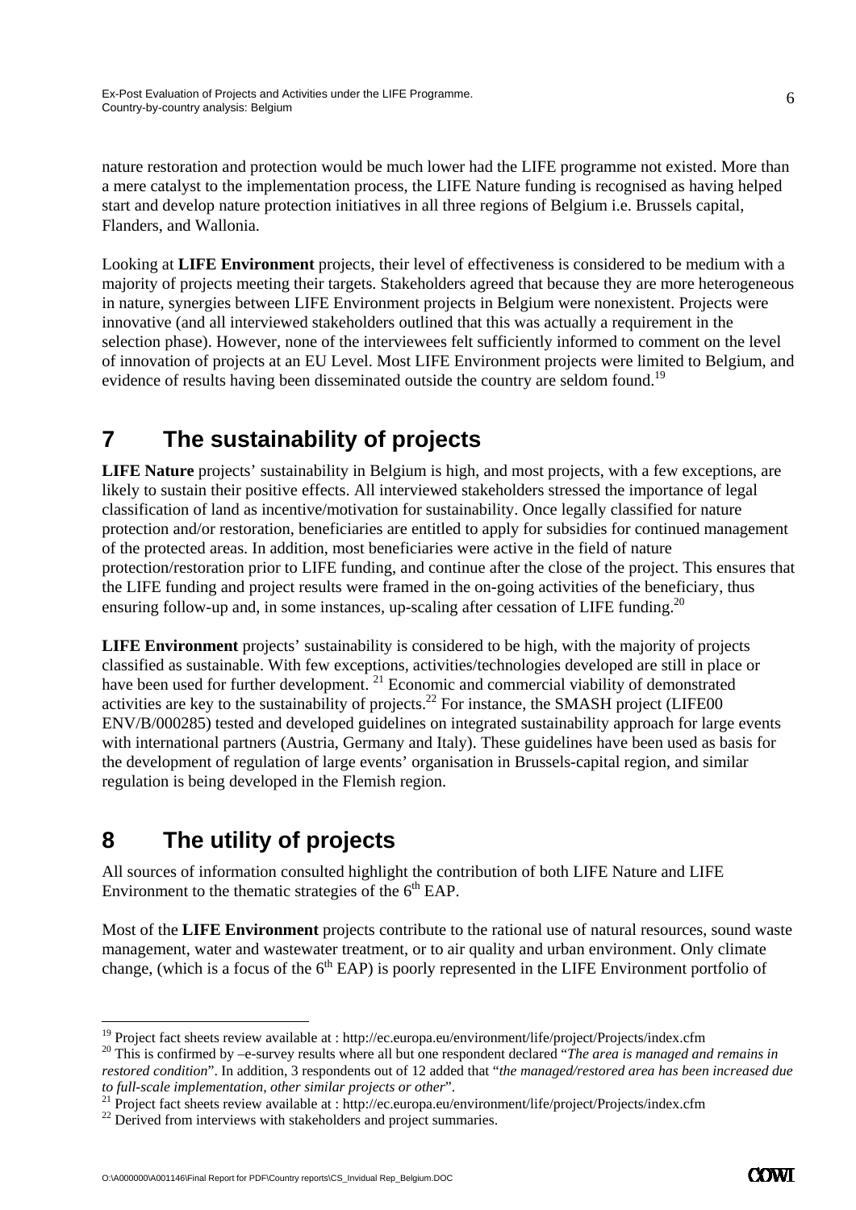nature restoration and protection would be much lower had the LIFE programme not existed. More than a mere catalyst to the implementation process, the LIFE Nature funding is recognised as having helped start and develop nature protection initiatives in all three regions of Belgium i.e. Brussels capital, Flanders, and Wallonia.

Looking at **LIFE Environment** projects, their level of effectiveness is considered to be medium with a majority of projects meeting their targets. Stakeholders agreed that because they are more heterogeneous in nature, synergies between LIFE Environment projects in Belgium were nonexistent. Projects were innovative (and all interviewed stakeholders outlined that this was actually a requirement in the selection phase). However, none of the interviewees felt sufficiently informed to comment on the level of innovation of projects at an EU Level. Most LIFE Environment projects were limited to Belgium, and evidence of results having been disseminated outside the country are seldom found.[19]

# 7 The sustainability of projects

**LIFE Nature** projects' sustainability in Belgium is high, and most projects, with a few exceptions, are likely to sustain their positive effects. All interviewed stakeholders stressed the importance of legal classification of land as incentive/motivation for sustainability. Once legally classified for nature protection and/or restoration, beneficiaries are entitled to apply for subsidies for continued management of the protected areas. In addition, most beneficiaries were active in the field of nature protection/restoration prior to LIFE funding, and continue after the close of the project. This ensures that the LIFE funding and project results were framed in the on-going activities of the beneficiary, thus ensuring follow-up and, in some instances, up-scaling after cessation of LIFE funding.[20]

**LIFE Environment** projects' sustainability is considered to be high, with the majority of projects classified as sustainable. With few exceptions, activities/technologies developed are still in place or have been used for further development. [21] Economic and commercial viability of demonstrated activities are key to the sustainability of projects.[22] For instance, the SMASH project (LIFE00 ENV/B/000285) tested and developed guidelines on integrated sustainability approach for large events with international partners (Austria, Germany and Italy). These guidelines have been used as basis for the development of regulation of large events' organisation in Brussels-capital region, and similar regulation is being developed in the Flemish region.

# 8 The utility of projects

All sources of information consulted highlight the contribution of both LIFE Nature and LIFE Environment to the thematic strategies of the 6[th] EAP.

Most of the **LIFE Environment** projects contribute to the rational use of natural resources, sound waste management, water and wastewater treatment, or to air quality and urban environment. Only climate change, (which is a focus of the 6[th] EAP) is poorly represented in the LIFE Environment portfolio of

---

[19] Project fact sheets review available at : http://ec.europa.eu/environment/life/project/Projects/index.cfm

[20] This is confirmed by –e-survey results where all but one respondent declared "*The area is managed and remains in restored condition*". In addition, 3 respondents out of 12 added that "*the managed/restored area has been increased due to full-scale implementation, other similar projects or other*".

[21] Project fact sheets review available at : http://ec.europa.eu/environment/life/project/Projects/index.cfm

[22] Derived from interviews with stakeholders and project summaries.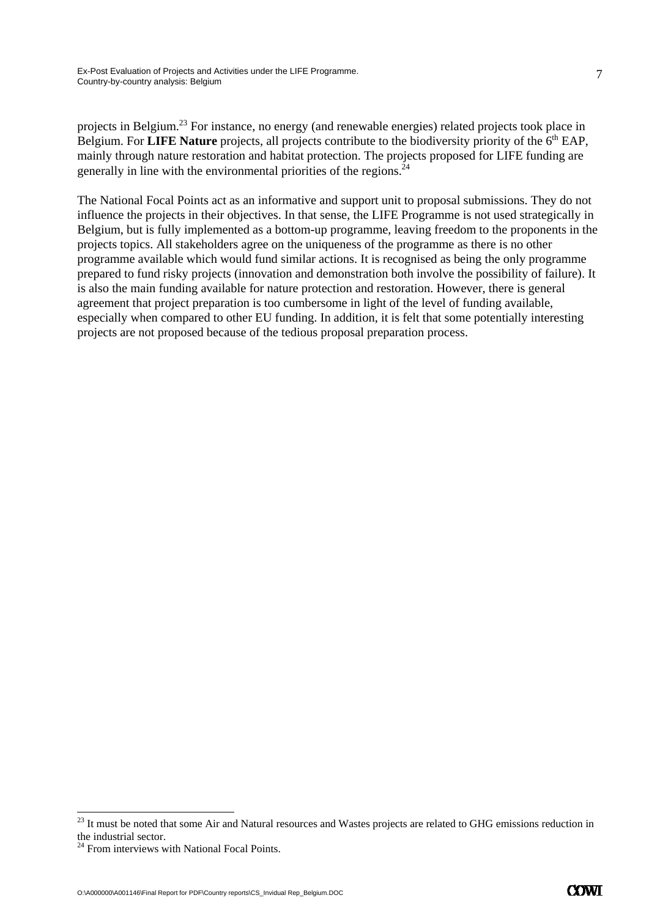projects in Belgium.[23] For instance, no energy (and renewable energies) related projects took place in Belgium. For **LIFE Nature** projects, all projects contribute to the biodiversity priority of the 6th EAP, mainly through nature restoration and habitat protection. The projects proposed for LIFE funding are generally in line with the environmental priorities of the regions.[24]

The National Focal Points act as an informative and support unit to proposal submissions. They do not influence the projects in their objectives. In that sense, the LIFE Programme is not used strategically in Belgium, but is fully implemented as a bottom-up programme, leaving freedom to the proponents in the projects topics. All stakeholders agree on the uniqueness of the programme as there is no other programme available which would fund similar actions. It is recognised as being the only programme prepared to fund risky projects (innovation and demonstration both involve the possibility of failure). It is also the main funding available for nature protection and restoration. However, there is general agreement that project preparation is too cumbersome in light of the level of funding available, especially when compared to other EU funding. In addition, it is felt that some potentially interesting projects are not proposed because of the tedious proposal preparation process.

---

[23] It must be noted that some Air and Natural resources and Wastes projects are related to GHG emissions reduction in the industrial sector.

[24] From interviews with National Focal Points.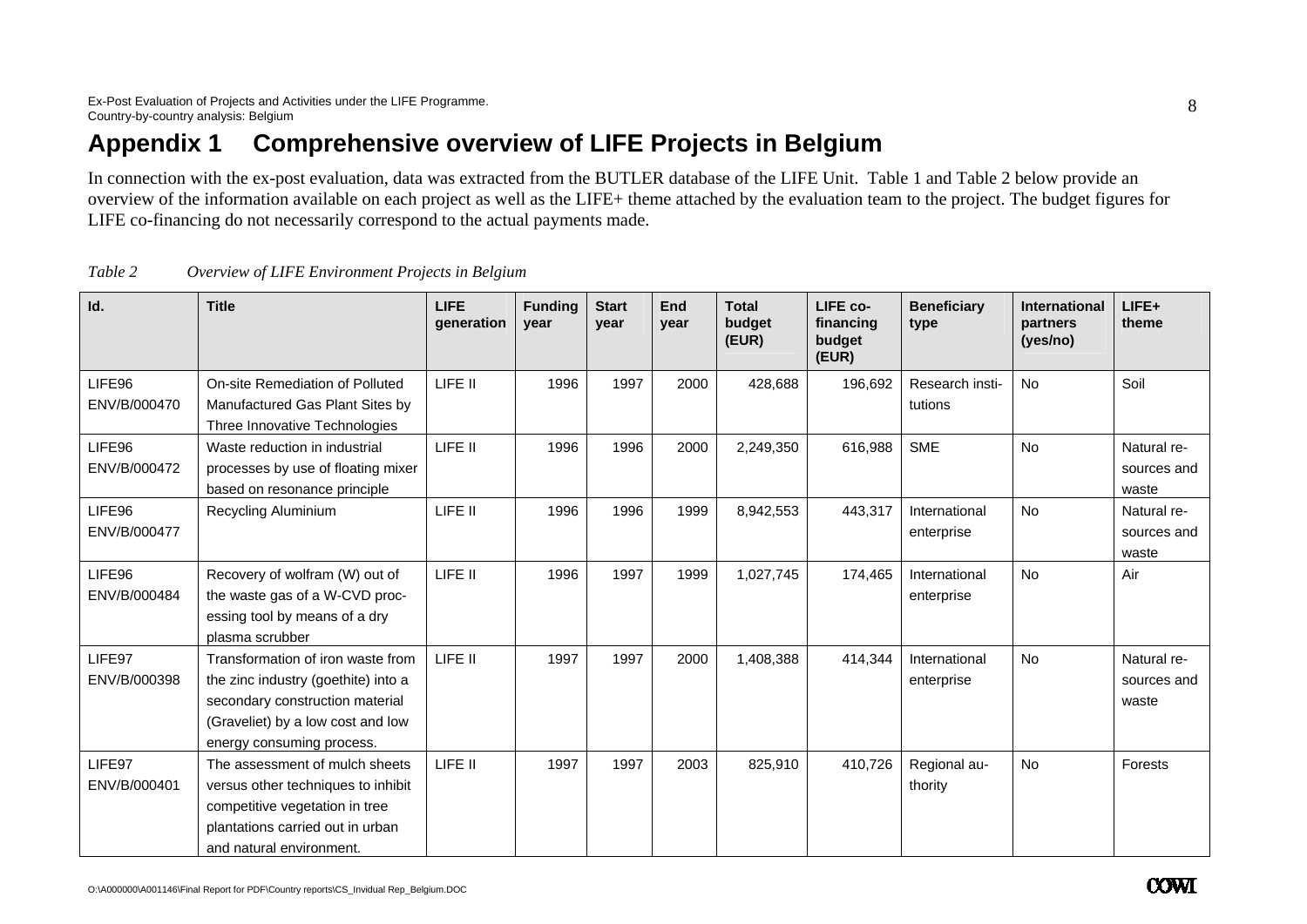# Appendix 1 Comprehensive overview of LIFE Projects in Belgium

In connection with the ex-post evaluation, data was extracted from the BUTLER database of the LIFE Unit. Table 1 and Table 2 below provide an overview of the information available on each project as well as the LIFE+ theme attached by the evaluation team to the project. The budget figures for LIFE co-financing do not necessarily correspond to the actual payments made.

*Table 2 Overview of LIFE Environment Projects in Belgium*

| Id. | Title | LIFE generation | Funding year | Start year | End year | Total budget (EUR) | LIFE co-financing budget (EUR) | Beneficiary type | International partners (yes/no) | LIFE+ theme |
|---|---|---|---|---|---|---|---|---|---|---|
| LIFE96 ENV/B/000470 | On-site Remediation of Polluted Manufactured Gas Plant Sites by Three Innovative Technologies | LIFE II | 1996 | 1997 | 2000 | 428,688 | 196,692 | Research institutions | No | Soil |
| LIFE96 ENV/B/000472 | Waste reduction in industrial processes by use of floating mixer based on resonance principle | LIFE II | 1996 | 1996 | 2000 | 2,249,350 | 616,988 | SME | No | Natural resources and waste |
| LIFE96 ENV/B/000477 | Recycling Aluminium | LIFE II | 1996 | 1996 | 1999 | 8,942,553 | 443,317 | International enterprise | No | Natural resources and waste |
| LIFE96 ENV/B/000484 | Recovery of wolfram (W) out of the waste gas of a W-CVD processing tool by means of a dry plasma scrubber | LIFE II | 1996 | 1997 | 1999 | 1,027,745 | 174,465 | International enterprise | No | Air |
| LIFE97 ENV/B/000398 | Transformation of iron waste from the zinc industry (goethite) into a secondary construction material (Graveliet) by a low cost and low energy consuming process. | LIFE II | 1997 | 1997 | 2000 | 1,408,388 | 414,344 | International enterprise | No | Natural resources and waste |
| LIFE97 ENV/B/000401 | The assessment of mulch sheets versus other techniques to inhibit competitive vegetation in tree plantations carried out in urban and natural environment. | LIFE II | 1997 | 1997 | 2003 | 825,910 | 410,726 | Regional authority | No | Forests |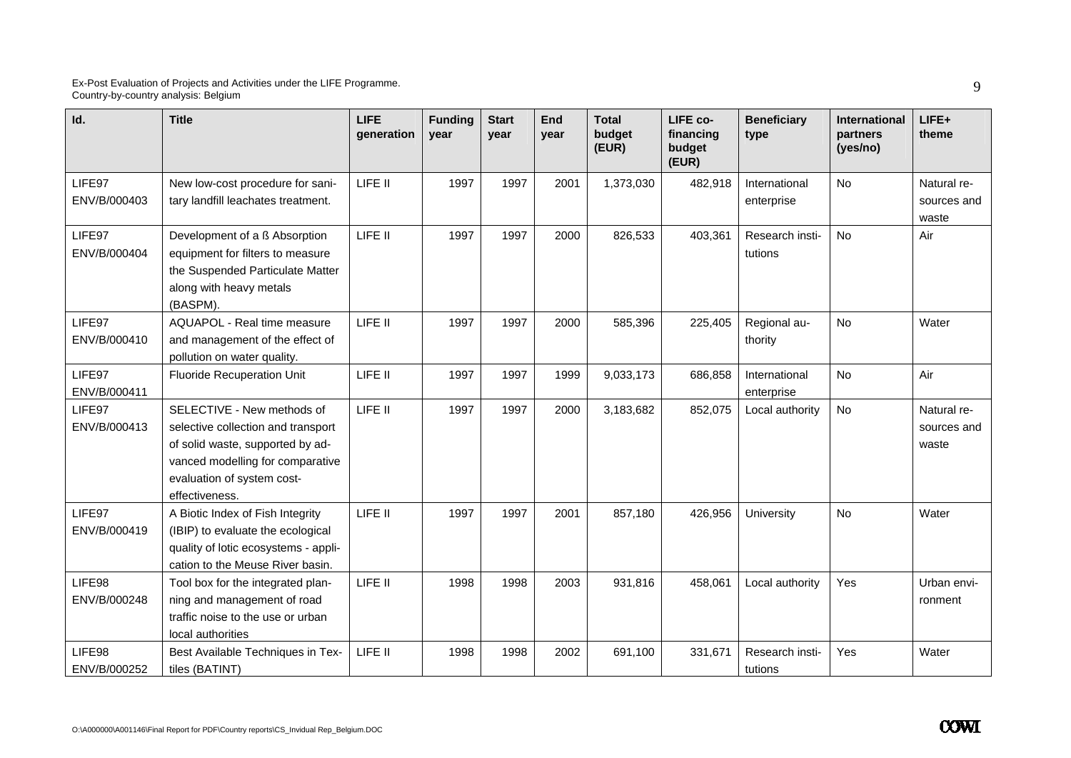| Id. | Title | LIFE generation | Funding year | Start year | End year | Total budget (EUR) | LIFE co-financing budget (EUR) | Beneficiary type | International partners (yes/no) | LIFE+ theme |
|---|---|---|---|---|---|---|---|---|---|---|
| LIFE97 ENV/B/000403 | New low-cost procedure for sanitary landfill leachates treatment. | LIFE II | 1997 | 1997 | 2001 | 1,373,030 | 482,918 | International enterprise | No | Natural resources and waste |
| LIFE97 ENV/B/000404 | Development of a ß Absorption equipment for filters to measure the Suspended Particulate Matter along with heavy metals (BASPM). | LIFE II | 1997 | 1997 | 2000 | 826,533 | 403,361 | Research institutions | No | Air |
| LIFE97 ENV/B/000410 | AQUAPOL - Real time measure and management of the effect of pollution on water quality. | LIFE II | 1997 | 1997 | 2000 | 585,396 | 225,405 | Regional authority | No | Water |
| LIFE97 ENV/B/000411 | Fluoride Recuperation Unit | LIFE II | 1997 | 1997 | 1999 | 9,033,173 | 686,858 | International enterprise | No | Air |
| LIFE97 ENV/B/000413 | SELECTIVE - New methods of selective collection and transport of solid waste, supported by advanced modelling for comparative evaluation of system cost-effectiveness. | LIFE II | 1997 | 1997 | 2000 | 3,183,682 | 852,075 | Local authority | No | Natural resources and waste |
| LIFE97 ENV/B/000419 | A Biotic Index of Fish Integrity (IBIP) to evaluate the ecological quality of lotic ecosystems - application to the Meuse River basin. | LIFE II | 1997 | 1997 | 2001 | 857,180 | 426,956 | University | No | Water |
| LIFE98 ENV/B/000248 | Tool box for the integrated planning and management of road traffic noise to the use or urban local authorities | LIFE II | 1998 | 1998 | 2003 | 931,816 | 458,061 | Local authority | Yes | Urban environment |
| LIFE98 ENV/B/000252 | Best Available Techniques in Textiles (BATINT) | LIFE II | 1998 | 1998 | 2002 | 691,100 | 331,671 | Research institutions | Yes | Water |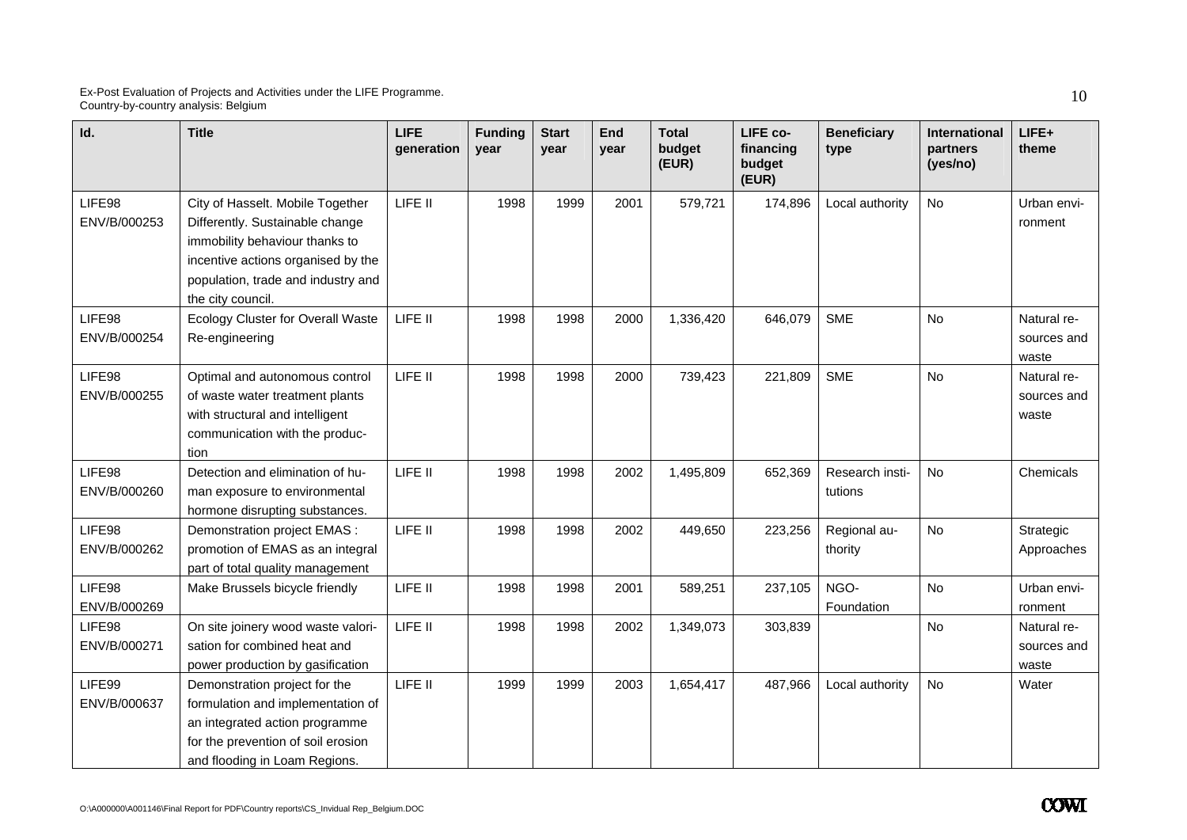| Id. | Title | LIFE generation | Funding year | Start year | End year | Total budget (EUR) | LIFE co-financing budget (EUR) | Beneficiary type | International partners (yes/no) | LIFE+ theme |
|---|---|---|---|---|---|---|---|---|---|---|
| LIFE98 ENV/B/000253 | City of Hasselt. Mobile Together Differently. Sustainable change immobility behaviour thanks to incentive actions organised by the population, trade and industry and the city council. | LIFE II | 1998 | 1999 | 2001 | 579,721 | 174,896 | Local authority | No | Urban environment |
| LIFE98 ENV/B/000254 | Ecology Cluster for Overall Waste Re-engineering | LIFE II | 1998 | 1998 | 2000 | 1,336,420 | 646,079 | SME | No | Natural resources and waste |
| LIFE98 ENV/B/000255 | Optimal and autonomous control of waste water treatment plants with structural and intelligent communication with the production | LIFE II | 1998 | 1998 | 2000 | 739,423 | 221,809 | SME | No | Natural resources and waste |
| LIFE98 ENV/B/000260 | Detection and elimination of human exposure to environmental hormone disrupting substances. | LIFE II | 1998 | 1998 | 2002 | 1,495,809 | 652,369 | Research institutions | No | Chemicals |
| LIFE98 ENV/B/000262 | Demonstration project EMAS : promotion of EMAS as an integral part of total quality management | LIFE II | 1998 | 1998 | 2002 | 449,650 | 223,256 | Regional authority | No | Strategic Approaches |
| LIFE98 ENV/B/000269 | Make Brussels bicycle friendly | LIFE II | 1998 | 1998 | 2001 | 589,251 | 237,105 | NGO-Foundation | No | Urban environment |
| LIFE98 ENV/B/000271 | On site joinery wood waste valorisation for combined heat and power production by gasification | LIFE II | 1998 | 1998 | 2002 | 1,349,073 | 303,839 | | No | Natural resources and waste |
| LIFE99 ENV/B/000637 | Demonstration project for the formulation and implementation of an integrated action programme for the prevention of soil erosion and flooding in Loam Regions. | LIFE II | 1999 | 1999 | 2003 | 1,654,417 | 487,966 | Local authority | No | Water |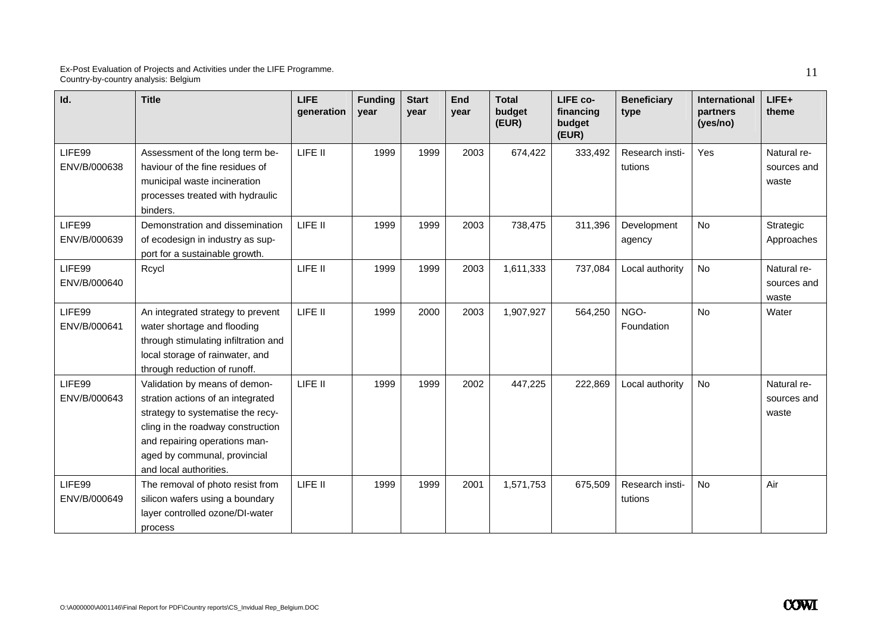| Id. | Title | LIFE generation | Funding year | Start year | End year | Total budget (EUR) | LIFE co-financing budget (EUR) | Beneficiary type | International partners (yes/no) | LIFE+ theme |
|---|---|---|---|---|---|---|---|---|---|---|
| LIFE99 ENV/B/000638 | Assessment of the long term behaviour of the fine residues of municipal waste incineration processes treated with hydraulic binders. | LIFE II | 1999 | 1999 | 2003 | 674,422 | 333,492 | Research institutions | Yes | Natural resources and waste |
| LIFE99 ENV/B/000639 | Demonstration and dissemination of ecodesign in industry as support for a sustainable growth. | LIFE II | 1999 | 1999 | 2003 | 738,475 | 311,396 | Development agency | No | Strategic Approaches |
| LIFE99 ENV/B/000640 | Rcycl | LIFE II | 1999 | 1999 | 2003 | 1,611,333 | 737,084 | Local authority | No | Natural resources and waste |
| LIFE99 ENV/B/000641 | An integrated strategy to prevent water shortage and flooding through stimulating infiltration and local storage of rainwater, and through reduction of runoff. | LIFE II | 1999 | 2000 | 2003 | 1,907,927 | 564,250 | NGO-Foundation | No | Water |
| LIFE99 ENV/B/000643 | Validation by means of demonstration actions of an integrated strategy to systematise the recycling in the roadway construction and repairing operations managed by communal, provincial and local authorities. | LIFE II | 1999 | 1999 | 2002 | 447,225 | 222,869 | Local authority | No | Natural resources and waste |
| LIFE99 ENV/B/000649 | The removal of photo resist from silicon wafers using a boundary layer controlled ozone/DI-water process | LIFE II | 1999 | 1999 | 2001 | 1,571,753 | 675,509 | Research institutions | No | Air |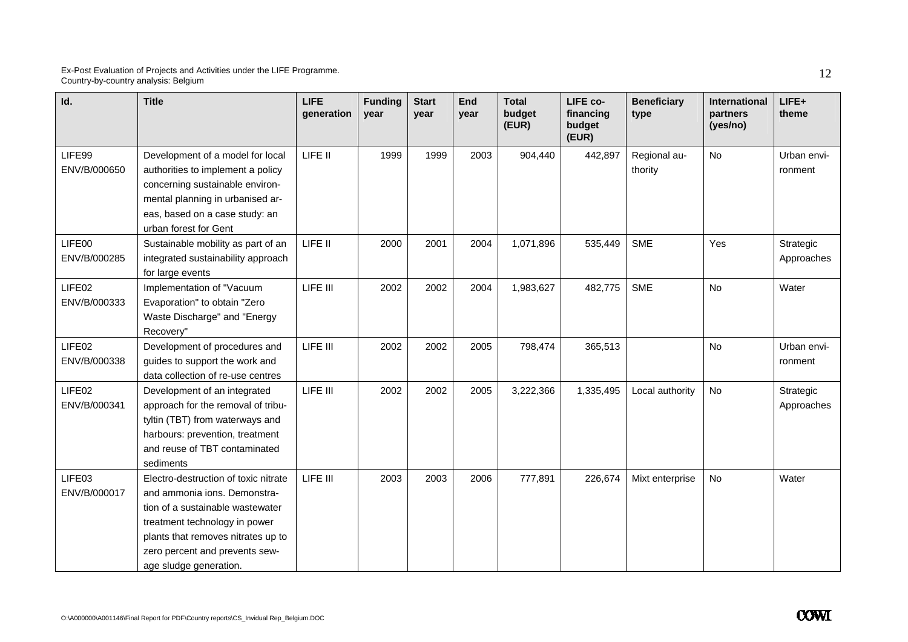| Id. | Title | LIFE generation | Funding year | Start year | End year | Total budget (EUR) | LIFE co-financing budget (EUR) | Beneficiary type | International partners (yes/no) | LIFE+ theme |
|---|---|---|---|---|---|---|---|---|---|---|
| LIFE99 ENV/B/000650 | Development of a model for local authorities to implement a policy concerning sustainable environmental planning in urbanised areas, based on a case study: an urban forest for Gent | LIFE II | 1999 | 1999 | 2003 | 904,440 | 442,897 | Regional authority | No | Urban environment |
| LIFE00 ENV/B/000285 | Sustainable mobility as part of an integrated sustainability approach for large events | LIFE II | 2000 | 2001 | 2004 | 1,071,896 | 535,449 | SME | Yes | Strategic Approaches |
| LIFE02 ENV/B/000333 | Implementation of "Vacuum Evaporation" to obtain "Zero Waste Discharge" and "Energy Recovery" | LIFE III | 2002 | 2002 | 2004 | 1,983,627 | 482,775 | SME | No | Water |
| LIFE02 ENV/B/000338 | Development of procedures and guides to support the work and data collection of re-use centres | LIFE III | 2002 | 2002 | 2005 | 798,474 | 365,513 | | No | Urban environment |
| LIFE02 ENV/B/000341 | Development of an integrated approach for the removal of tributyltin (TBT) from waterways and harbours: prevention, treatment and reuse of TBT contaminated sediments | LIFE III | 2002 | 2002 | 2005 | 3,222,366 | 1,335,495 | Local authority | No | Strategic Approaches |
| LIFE03 ENV/B/000017 | Electro-destruction of toxic nitrate and ammonia ions. Demonstration of a sustainable wastewater treatment technology in power plants that removes nitrates up to zero percent and prevents sewage sludge generation. | LIFE III | 2003 | 2003 | 2006 | 777,891 | 226,674 | Mixt enterprise | No | Water |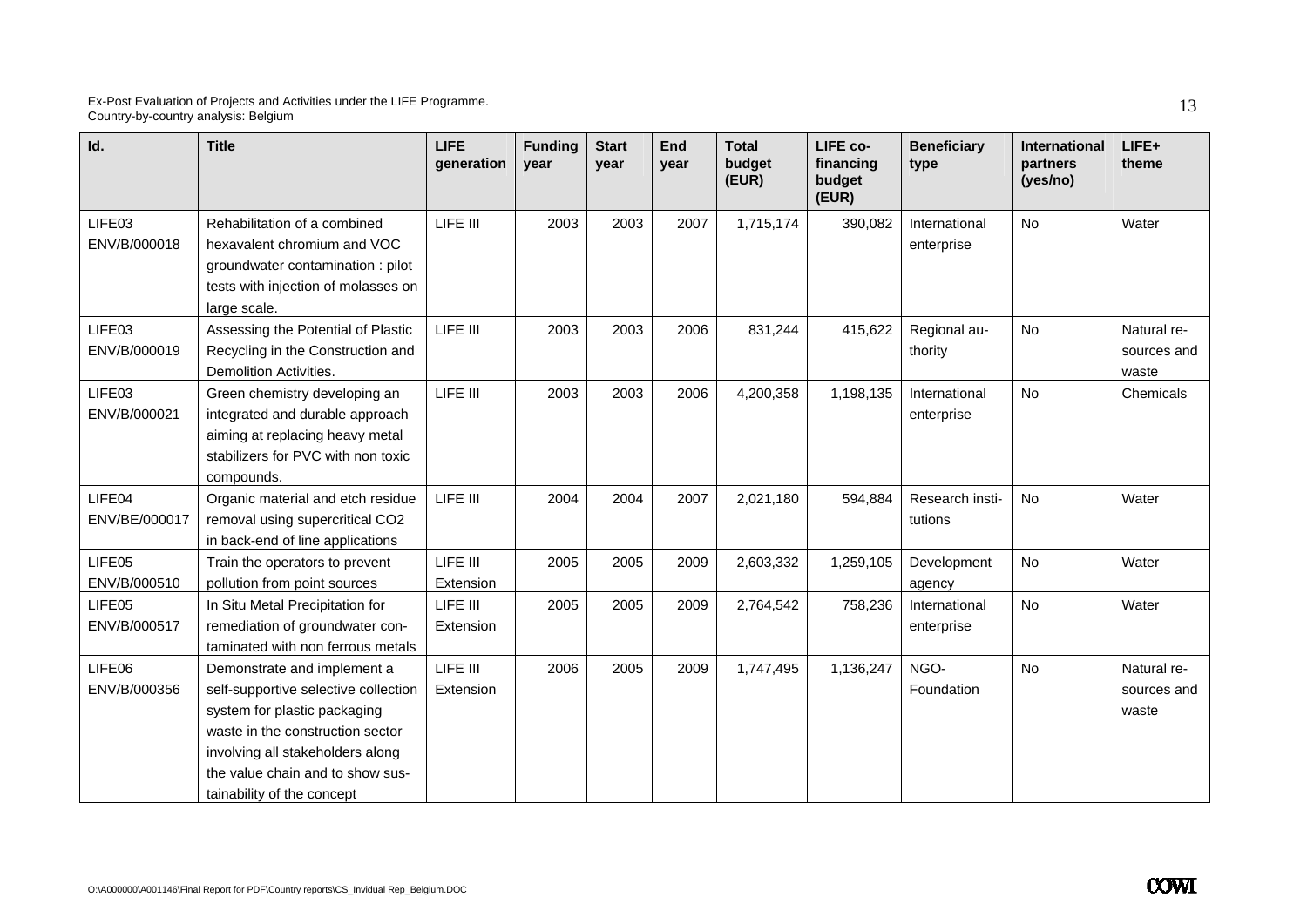| Id. | Title | LIFE generation | Funding year | Start year | End year | Total budget (EUR) | LIFE co-financing budget (EUR) | Beneficiary type | International partners (yes/no) | LIFE+ theme |
|---|---|---|---|---|---|---|---|---|---|---|
| LIFE03 ENV/B/000018 | Rehabilitation of a combined hexavalent chromium and VOC groundwater contamination : pilot tests with injection of molasses on large scale. | LIFE III | 2003 | 2003 | 2007 | 1,715,174 | 390,082 | International enterprise | No | Water |
| LIFE03 ENV/B/000019 | Assessing the Potential of Plastic Recycling in the Construction and Demolition Activities. | LIFE III | 2003 | 2003 | 2006 | 831,244 | 415,622 | Regional authority | No | Natural resources and waste |
| LIFE03 ENV/B/000021 | Green chemistry developing an integrated and durable approach aiming at replacing heavy metal stabilizers for PVC with non toxic compounds. | LIFE III | 2003 | 2003 | 2006 | 4,200,358 | 1,198,135 | International enterprise | No | Chemicals |
| LIFE04 ENV/BE/000017 | Organic material and etch residue removal using supercritical CO2 in back-end of line applications | LIFE III | 2004 | 2004 | 2007 | 2,021,180 | 594,884 | Research institutions | No | Water |
| LIFE05 ENV/B/000510 | Train the operators to prevent pollution from point sources | LIFE III Extension | 2005 | 2005 | 2009 | 2,603,332 | 1,259,105 | Development agency | No | Water |
| LIFE05 ENV/B/000517 | In Situ Metal Precipitation for remediation of groundwater contaminated with non ferrous metals | LIFE III Extension | 2005 | 2005 | 2009 | 2,764,542 | 758,236 | International enterprise | No | Water |
| LIFE06 ENV/B/000356 | Demonstrate and implement a self-supportive selective collection system for plastic packaging waste in the construction sector involving all stakeholders along the value chain and to show sustainability of the concept | LIFE III Extension | 2006 | 2005 | 2009 | 1,747,495 | 1,136,247 | NGO-Foundation | No | Natural resources and waste |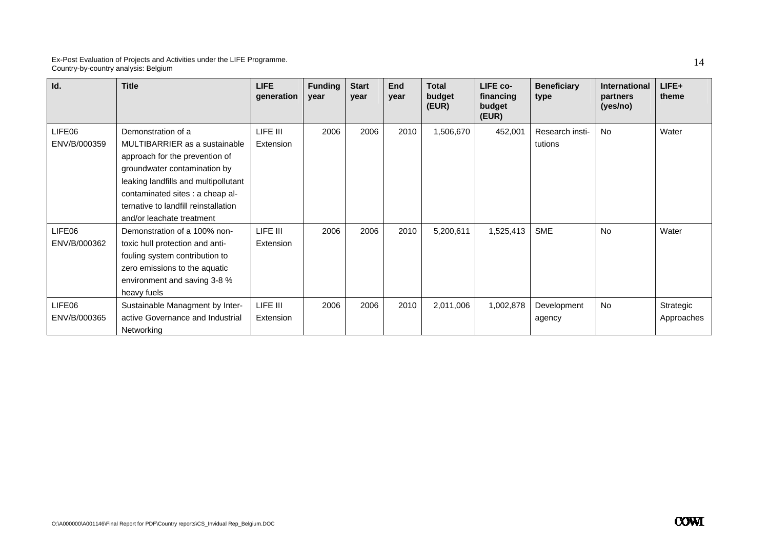| Id. | Title | LIFE generation | Funding year | Start year | End year | Total budget (EUR) | LIFE co-financing budget (EUR) | Beneficiary type | International partners (yes/no) | LIFE+ theme |
|---|---|---|---|---|---|---|---|---|---|---|
| LIFE06 ENV/B/000359 | Demonstration of a MULTIBARRIER as a sustainable approach for the prevention of groundwater contamination by leaking landfills and multipollutant contaminated sites : a cheap alternative to landfill reinstallation and/or leachate treatment | LIFE III Extension | 2006 | 2006 | 2010 | 1,506,670 | 452,001 | Research institutions | No | Water |
| LIFE06 ENV/B/000362 | Demonstration of a 100% non-toxic hull protection and anti-fouling system contribution to zero emissions to the aquatic environment and saving 3-8 % heavy fuels | LIFE III Extension | 2006 | 2006 | 2010 | 5,200,611 | 1,525,413 | SME | No | Water |
| LIFE06 ENV/B/000365 | Sustainable Managment by Interactive Governance and Industrial Networking | LIFE III Extension | 2006 | 2006 | 2010 | 2,011,006 | 1,002,878 | Development agency | No | Strategic Approaches |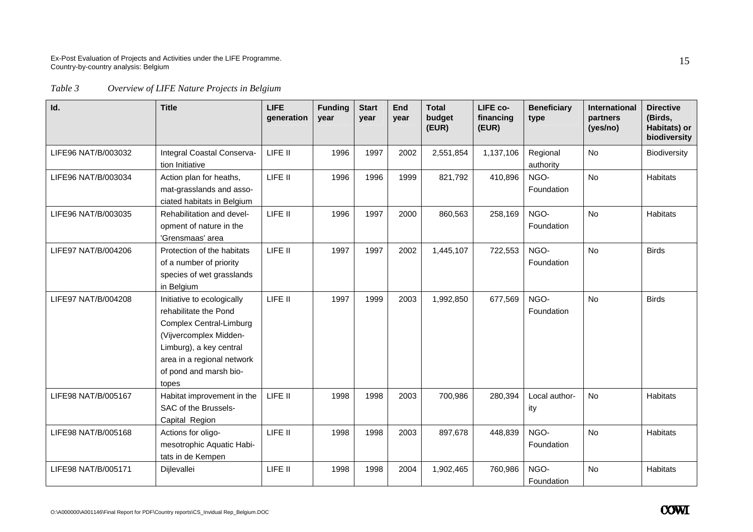*Table 3 Overview of LIFE Nature Projects in Belgium*

| Id. | Title | LIFE generation | Funding year | Start year | End year | Total budget (EUR) | LIFE co-financing (EUR) | Beneficiary type | International partners (yes/no) | Directive (Birds, Habitats) or biodiversity |
|---|---|---|---|---|---|---|---|---|---|---|
| LIFE96 NAT/B/003032 | Integral Coastal Conservation Initiative | LIFE II | 1996 | 1997 | 2002 | 2,551,854 | 1,137,106 | Regional authority | No | Biodiversity |
| LIFE96 NAT/B/003034 | Action plan for heaths, mat-grasslands and associated habitats in Belgium | LIFE II | 1996 | 1996 | 1999 | 821,792 | 410,896 | NGO-Foundation | No | Habitats |
| LIFE96 NAT/B/003035 | Rehabilitation and development of nature in the 'Grensmaas' area | LIFE II | 1996 | 1997 | 2000 | 860,563 | 258,169 | NGO-Foundation | No | Habitats |
| LIFE97 NAT/B/004206 | Protection of the habitats of a number of priority species of wet grasslands in Belgium | LIFE II | 1997 | 1997 | 2002 | 1,445,107 | 722,553 | NGO-Foundation | No | Birds |
| LIFE97 NAT/B/004208 | Initiative to ecologically rehabilitate the Pond Complex Central-Limburg (Vijvercomplex Midden-Limburg), a key central area in a regional network of pond and marsh biotopes | LIFE II | 1997 | 1999 | 2003 | 1,992,850 | 677,569 | NGO-Foundation | No | Birds |
| LIFE98 NAT/B/005167 | Habitat improvement in the SAC of the Brussels-Capital Region | LIFE II | 1998 | 1998 | 2003 | 700,986 | 280,394 | Local authority | No | Habitats |
| LIFE98 NAT/B/005168 | Actions for oligo-mesotrophic Aquatic Habitats in de Kempen | LIFE II | 1998 | 1998 | 2003 | 897,678 | 448,839 | NGO-Foundation | No | Habitats |
| LIFE98 NAT/B/005171 | Dijlevallei | LIFE II | 1998 | 1998 | 2004 | 1,902,465 | 760,986 | NGO-Foundation | No | Habitats |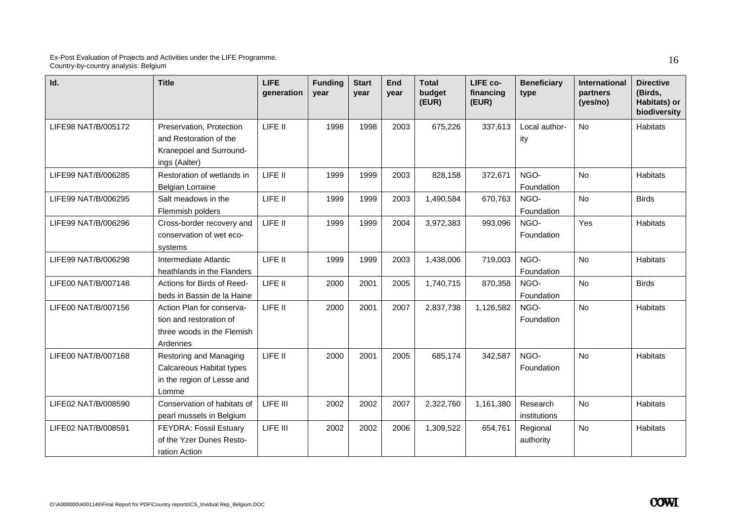| Id. | Title | LIFE generation | Funding year | Start year | End year | Total budget (EUR) | LIFE co-financing (EUR) | Beneficiary type | International partners (yes/no) | Directive (Birds, Habitats) or biodiversity |
|---|---|---|---|---|---|---|---|---|---|---|
| LIFE98 NAT/B/005172 | Preservation, Protection and Restoration of the Kranepoel and Surroundings (Aalter) | LIFE II | 1998 | 1998 | 2003 | 675,226 | 337,613 | Local authority | No | Habitats |
| LIFE99 NAT/B/006285 | Restoration of wetlands in Belgian Lorraine | LIFE II | 1999 | 1999 | 2003 | 828,158 | 372,671 | NGO-Foundation | No | Habitats |
| LIFE99 NAT/B/006295 | Salt meadows in the Flemmish polders | LIFE II | 1999 | 1999 | 2003 | 1,490,584 | 670,763 | NGO-Foundation | No | Birds |
| LIFE99 NAT/B/006296 | Cross-border recovery and conservation of wet ecosystems | LIFE II | 1999 | 1999 | 2004 | 3,972,383 | 993,096 | NGO-Foundation | Yes | Habitats |
| LIFE99 NAT/B/006298 | Intermediate Atlantic heathlands in the Flanders | LIFE II | 1999 | 1999 | 2003 | 1,438,006 | 719,003 | NGO-Foundation | No | Habitats |
| LIFE00 NAT/B/007148 | Actions for Birds of Reedbeds in Bassin de la Haine | LIFE II | 2000 | 2001 | 2005 | 1,740,715 | 870,358 | NGO-Foundation | No | Birds |
| LIFE00 NAT/B/007156 | Action Plan for conservation and restoration of three woods in the Flemish Ardennes | LIFE II | 2000 | 2001 | 2007 | 2,837,738 | 1,126,582 | NGO-Foundation | No | Habitats |
| LIFE00 NAT/B/007168 | Restoring and Managing Calcareous Habitat types in the region of Lesse and Lomme | LIFE II | 2000 | 2001 | 2005 | 685,174 | 342,587 | NGO-Foundation | No | Habitats |
| LIFE02 NAT/B/008590 | Conservation of habitats of pearl mussels in Belgium | LIFE III | 2002 | 2002 | 2007 | 2,322,760 | 1,161,380 | Research institutions | No | Habitats |
| LIFE02 NAT/B/008591 | FEYDRA: Fossil Estuary of the Yzer Dunes Restoration Action | LIFE III | 2002 | 2002 | 2006 | 1,309,522 | 654,761 | Regional authority | No | Habitats |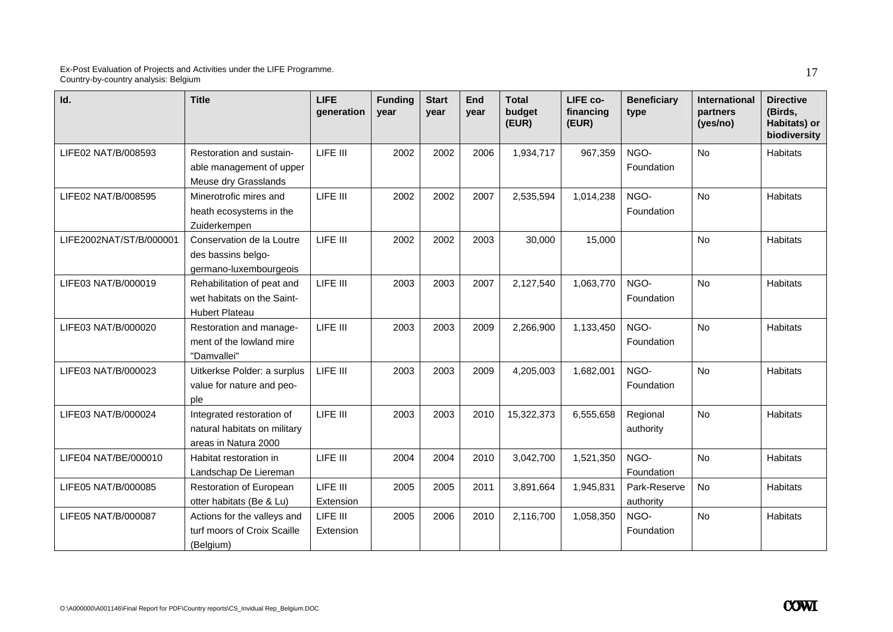| Id. | Title | LIFE generation | Funding year | Start year | End year | Total budget (EUR) | LIFE co-financing (EUR) | Beneficiary type | International partners (yes/no) | Directive (Birds, Habitats) or biodiversity |
|---|---|---|---|---|---|---|---|---|---|---|
| LIFE02 NAT/B/008593 | Restoration and sustainable management of upper Meuse dry Grasslands | LIFE III | 2002 | 2002 | 2006 | 1,934,717 | 967,359 | NGO-Foundation | No | Habitats |
| LIFE02 NAT/B/008595 | Minerotrofic mires and heath ecosystems in the Zuiderkempen | LIFE III | 2002 | 2002 | 2007 | 2,535,594 | 1,014,238 | NGO-Foundation | No | Habitats |
| LIFE2002NAT/ST/B/000001 | Conservation de la Loutre des bassins belgo-germano-luxembourgeois | LIFE III | 2002 | 2002 | 2003 | 30,000 | 15,000 | | No | Habitats |
| LIFE03 NAT/B/000019 | Rehabilitation of peat and wet habitats on the Saint-Hubert Plateau | LIFE III | 2003 | 2003 | 2007 | 2,127,540 | 1,063,770 | NGO-Foundation | No | Habitats |
| LIFE03 NAT/B/000020 | Restoration and management of the lowland mire "Damvallei" | LIFE III | 2003 | 2003 | 2009 | 2,266,900 | 1,133,450 | NGO-Foundation | No | Habitats |
| LIFE03 NAT/B/000023 | Uitkerkse Polder: a surplus value for nature and people | LIFE III | 2003 | 2003 | 2009 | 4,205,003 | 1,682,001 | NGO-Foundation | No | Habitats |
| LIFE03 NAT/B/000024 | Integrated restoration of natural habitats on military areas in Natura 2000 | LIFE III | 2003 | 2003 | 2010 | 15,322,373 | 6,555,658 | Regional authority | No | Habitats |
| LIFE04 NAT/BE/000010 | Habitat restoration in Landschap De Liereman | LIFE III | 2004 | 2004 | 2010 | 3,042,700 | 1,521,350 | NGO-Foundation | No | Habitats |
| LIFE05 NAT/B/000085 | Restoration of European otter habitats (Be & Lu) | LIFE III Extension | 2005 | 2005 | 2011 | 3,891,664 | 1,945,831 | Park-Reserve authority | No | Habitats |
| LIFE05 NAT/B/000087 | Actions for the valleys and turf moors of Croix Scaille (Belgium) | LIFE III Extension | 2005 | 2006 | 2010 | 2,116,700 | 1,058,350 | NGO-Foundation | No | Habitats |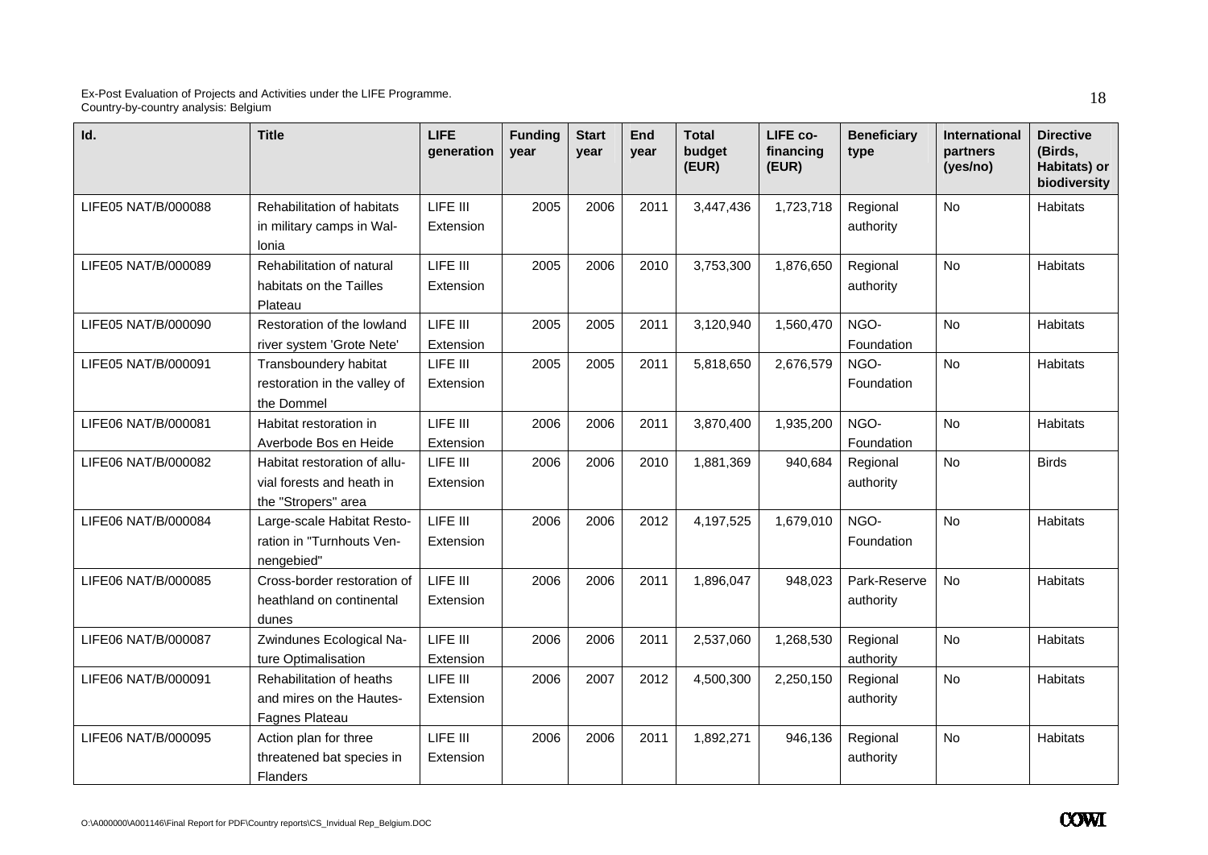| Id. | Title | LIFE generation | Funding year | Start year | End year | Total budget (EUR) | LIFE co-financing (EUR) | Beneficiary type | International partners (yes/no) | Directive (Birds, Habitats) or biodiversity |
|---|---|---|---|---|---|---|---|---|---|---|
| LIFE05 NAT/B/000088 | Rehabilitation of habitats in military camps in Wallonia | LIFE III Extension | 2005 | 2006 | 2011 | 3,447,436 | 1,723,718 | Regional authority | No | Habitats |
| LIFE05 NAT/B/000089 | Rehabilitation of natural habitats on the Tailles Plateau | LIFE III Extension | 2005 | 2006 | 2010 | 3,753,300 | 1,876,650 | Regional authority | No | Habitats |
| LIFE05 NAT/B/000090 | Restoration of the lowland river system 'Grote Nete' | LIFE III Extension | 2005 | 2005 | 2011 | 3,120,940 | 1,560,470 | NGO-Foundation | No | Habitats |
| LIFE05 NAT/B/000091 | Transboundery habitat restoration in the valley of the Dommel | LIFE III Extension | 2005 | 2005 | 2011 | 5,818,650 | 2,676,579 | NGO-Foundation | No | Habitats |
| LIFE06 NAT/B/000081 | Habitat restoration in Averbode Bos en Heide | LIFE III Extension | 2006 | 2006 | 2011 | 3,870,400 | 1,935,200 | NGO-Foundation | No | Habitats |
| LIFE06 NAT/B/000082 | Habitat restoration of alluvial forests and heath in the "Stropers" area | LIFE III Extension | 2006 | 2006 | 2010 | 1,881,369 | 940,684 | Regional authority | No | Birds |
| LIFE06 NAT/B/000084 | Large-scale Habitat Restoration in "Turnhouts Vennengebied" | LIFE III Extension | 2006 | 2006 | 2012 | 4,197,525 | 1,679,010 | NGO-Foundation | No | Habitats |
| LIFE06 NAT/B/000085 | Cross-border restoration of heathland on continental dunes | LIFE III Extension | 2006 | 2006 | 2011 | 1,896,047 | 948,023 | Park-Reserve authority | No | Habitats |
| LIFE06 NAT/B/000087 | Zwindunes Ecological Nature Optimalisation | LIFE III Extension | 2006 | 2006 | 2011 | 2,537,060 | 1,268,530 | Regional authority | No | Habitats |
| LIFE06 NAT/B/000091 | Rehabilitation of heaths and mires on the Hautes-Fagnes Plateau | LIFE III Extension | 2006 | 2007 | 2012 | 4,500,300 | 2,250,150 | Regional authority | No | Habitats |
| LIFE06 NAT/B/000095 | Action plan for three threatened bat species in Flanders | LIFE III Extension | 2006 | 2006 | 2011 | 1,892,271 | 946,136 | Regional authority | No | Habitats |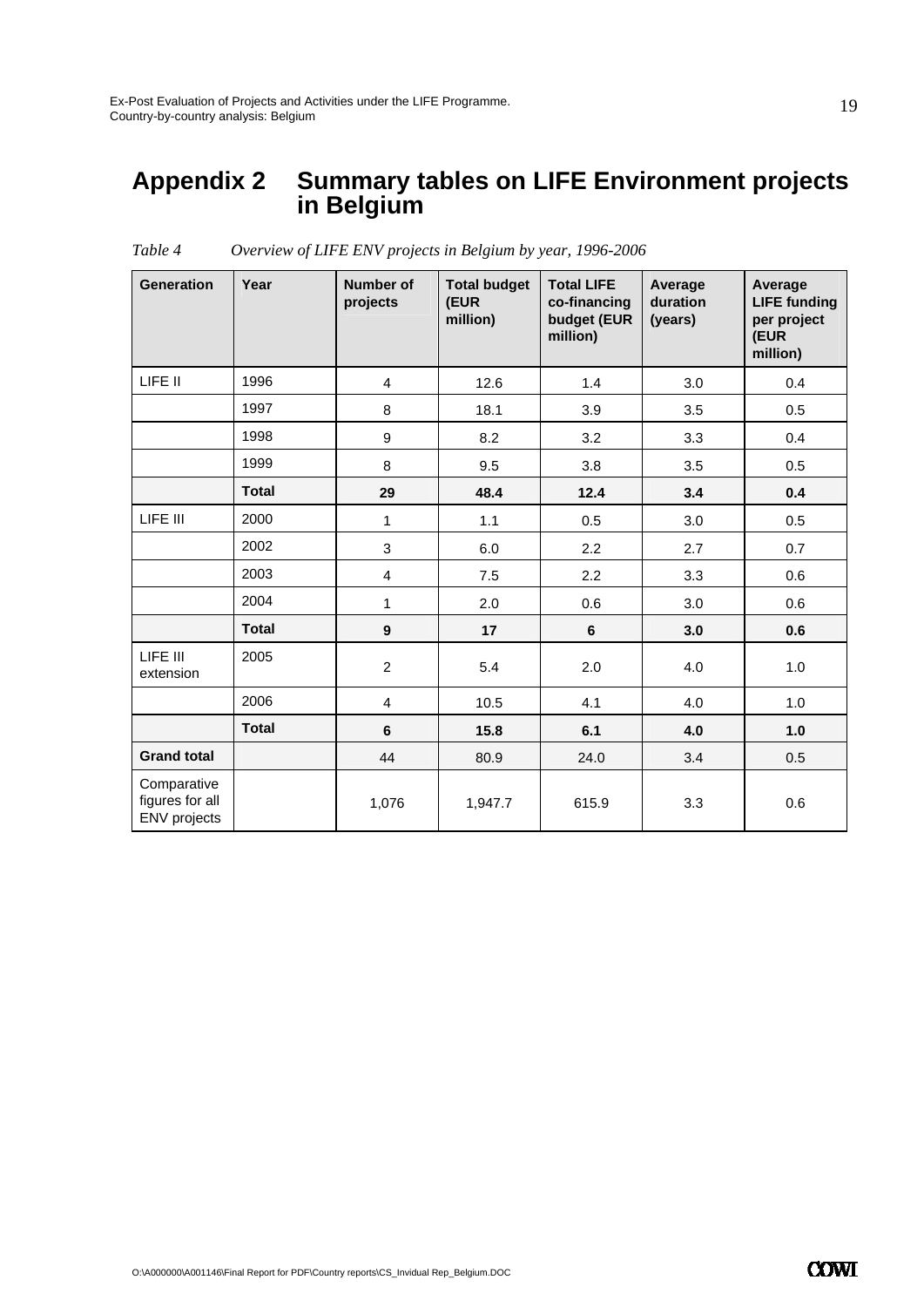# Appendix 2 Summary tables on LIFE Environment projects in Belgium

*Table 4 Overview of LIFE ENV projects in Belgium by year, 1996-2006*

| Generation | Year | Number of projects | Total budget (EUR million) | Total LIFE co-financing budget (EUR million) | Average duration (years) | Average LIFE funding per project (EUR million) |
|---|---|---|---|---|---|---|
| LIFE II | 1996 | 4 | 12.6 | 1.4 | 3.0 | 0.4 |
| | 1997 | 8 | 18.1 | 3.9 | 3.5 | 0.5 |
| | 1998 | 9 | 8.2 | 3.2 | 3.3 | 0.4 |
| | 1999 | 8 | 9.5 | 3.8 | 3.5 | 0.5 |
| | **Total** | **29** | **48.4** | **12.4** | **3.4** | **0.4** |
| LIFE III | 2000 | 1 | 1.1 | 0.5 | 3.0 | 0.5 |
| | 2002 | 3 | 6.0 | 2.2 | 2.7 | 0.7 |
| | 2003 | 4 | 7.5 | 2.2 | 3.3 | 0.6 |
| | 2004 | 1 | 2.0 | 0.6 | 3.0 | 0.6 |
| | **Total** | **9** | **17** | **6** | **3.0** | **0.6** |
| LIFE III extension | 2005 | 2 | 5.4 | 2.0 | 4.0 | 1.0 |
| | 2006 | 4 | 10.5 | 4.1 | 4.0 | 1.0 |
| | **Total** | **6** | **15.8** | **6.1** | **4.0** | **1.0** |
| **Grand total** | | 44 | 80.9 | 24.0 | 3.4 | 0.5 |
| Comparative figures for all ENV projects | | 1,076 | 1,947.7 | 615.9 | 3.3 | 0.6 |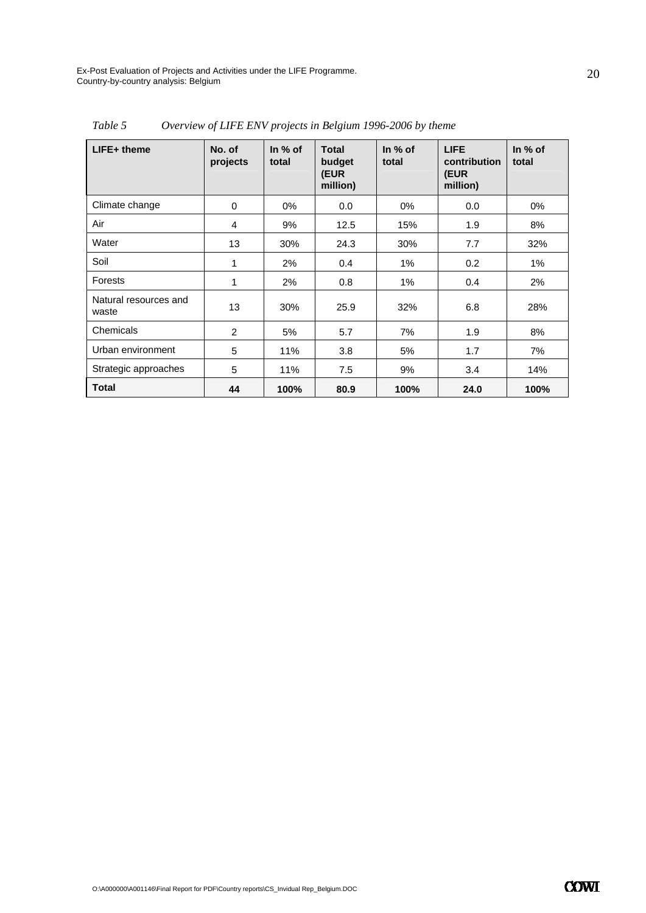*Table 5 Overview of LIFE ENV projects in Belgium 1996-2006 by theme*

| LIFE+ theme | No. of projects | In % of total | Total budget (EUR million) | In % of total | LIFE contribution (EUR million) | In % of total |
|---|---|---|---|---|---|---|
| Climate change | 0 | 0% | 0.0 | 0% | 0.0 | 0% |
| Air | 4 | 9% | 12.5 | 15% | 1.9 | 8% |
| Water | 13 | 30% | 24.3 | 30% | 7.7 | 32% |
| Soil | 1 | 2% | 0.4 | 1% | 0.2 | 1% |
| Forests | 1 | 2% | 0.8 | 1% | 0.4 | 2% |
| Natural resources and waste | 13 | 30% | 25.9 | 32% | 6.8 | 28% |
| Chemicals | 2 | 5% | 5.7 | 7% | 1.9 | 8% |
| Urban environment | 5 | 11% | 3.8 | 5% | 1.7 | 7% |
| Strategic approaches | 5 | 11% | 7.5 | 9% | 3.4 | 14% |
| **Total** | **44** | **100%** | **80.9** | **100%** | **24.0** | **100%** |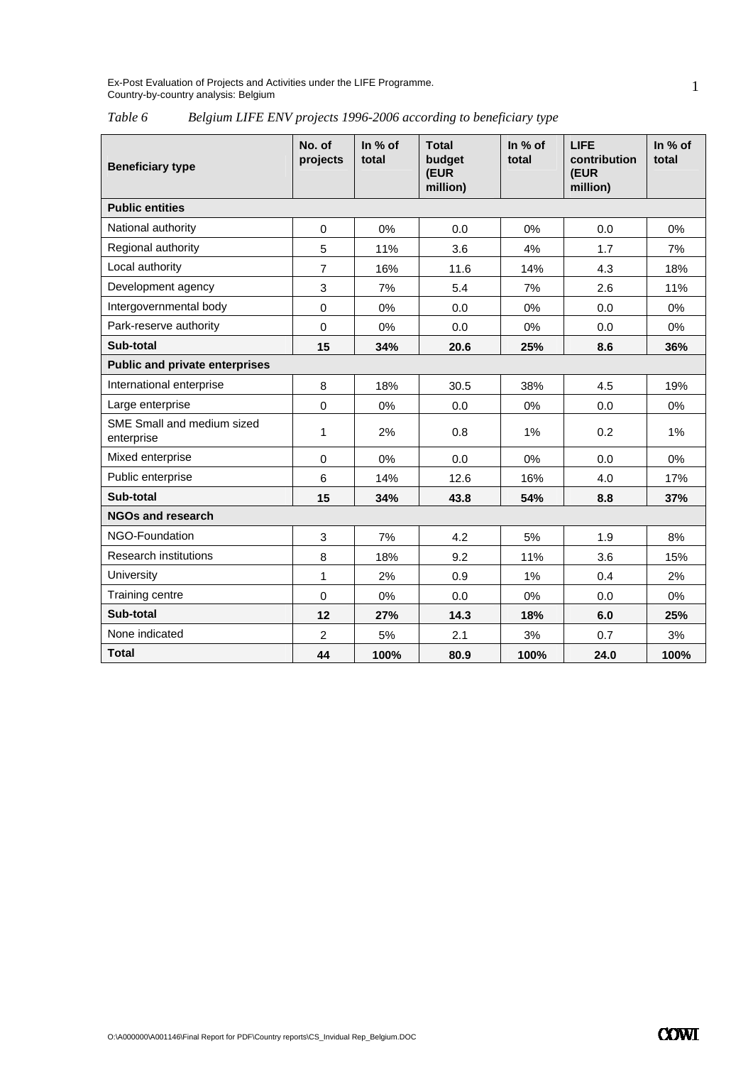*Table 6 Belgium LIFE ENV projects 1996-2006 according to beneficiary type*

| Beneficiary type | No. of projects | In % of total | Total budget (EUR million) | In % of total | LIFE contribution (EUR million) | In % of total |
|---|---|---|---|---|---|---|
| **Public entities** | | | | | | |
| National authority | 0 | 0% | 0.0 | 0% | 0.0 | 0% |
| Regional authority | 5 | 11% | 3.6 | 4% | 1.7 | 7% |
| Local authority | 7 | 16% | 11.6 | 14% | 4.3 | 18% |
| Development agency | 3 | 7% | 5.4 | 7% | 2.6 | 11% |
| Intergovernmental body | 0 | 0% | 0.0 | 0% | 0.0 | 0% |
| Park-reserve authority | 0 | 0% | 0.0 | 0% | 0.0 | 0% |
| **Sub-total** | **15** | **34%** | **20.6** | **25%** | **8.6** | **36%** |
| **Public and private enterprises** | | | | | | |
| International enterprise | 8 | 18% | 30.5 | 38% | 4.5 | 19% |
| Large enterprise | 0 | 0% | 0.0 | 0% | 0.0 | 0% |
| SME Small and medium sized enterprise | 1 | 2% | 0.8 | 1% | 0.2 | 1% |
| Mixed enterprise | 0 | 0% | 0.0 | 0% | 0.0 | 0% |
| Public enterprise | 6 | 14% | 12.6 | 16% | 4.0 | 17% |
| **Sub-total** | **15** | **34%** | **43.8** | **54%** | **8.8** | **37%** |
| **NGOs and research** | | | | | | |
| NGO-Foundation | 3 | 7% | 4.2 | 5% | 1.9 | 8% |
| Research institutions | 8 | 18% | 9.2 | 11% | 3.6 | 15% |
| University | 1 | 2% | 0.9 | 1% | 0.4 | 2% |
| Training centre | 0 | 0% | 0.0 | 0% | 0.0 | 0% |
| **Sub-total** | **12** | **27%** | **14.3** | **18%** | **6.0** | **25%** |
| None indicated | 2 | 5% | 2.1 | 3% | 0.7 | 3% |
| **Total** | **44** | **100%** | **80.9** | **100%** | **24.0** | **100%** |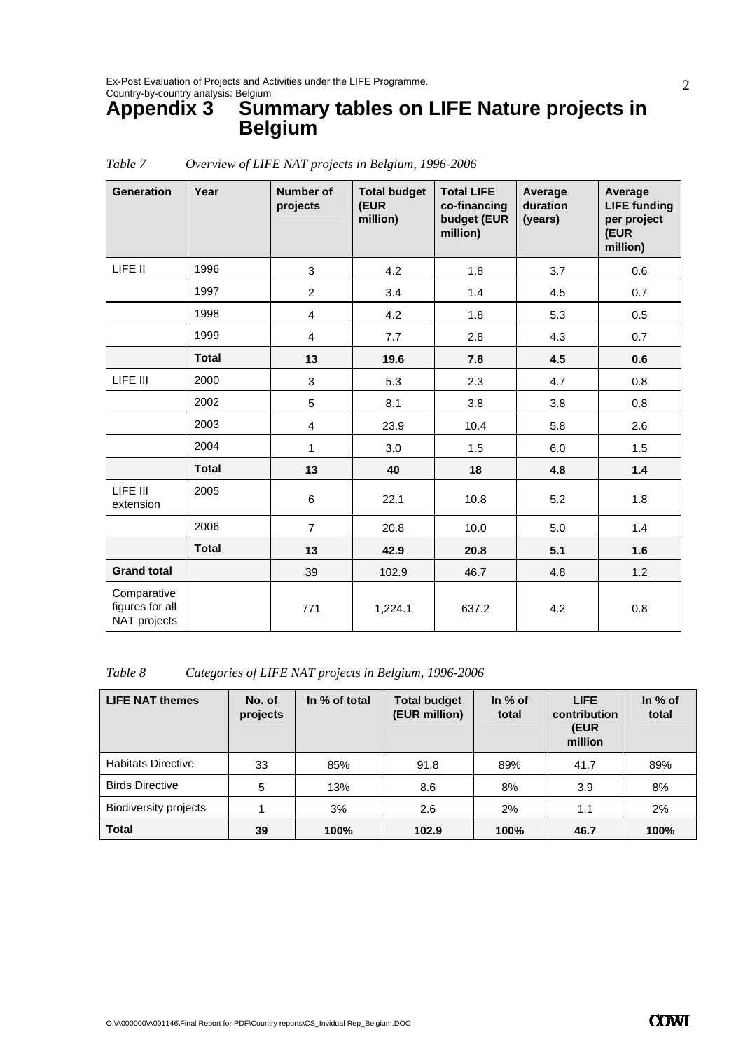# Appendix 3 Summary tables on LIFE Nature projects in Belgium

*Table 7 Overview of LIFE NAT projects in Belgium, 1996-2006*

| Generation | Year | Number of projects | Total budget (EUR million) | Total LIFE co-financing budget (EUR million) | Average duration (years) | Average LIFE funding per project (EUR million) |
|---|---|---|---|---|---|---|
| LIFE II | 1996 | 3 | 4.2 | 1.8 | 3.7 | 0.6 |
| | 1997 | 2 | 3.4 | 1.4 | 4.5 | 0.7 |
| | 1998 | 4 | 4.2 | 1.8 | 5.3 | 0.5 |
| | 1999 | 4 | 7.7 | 2.8 | 4.3 | 0.7 |
| | **Total** | **13** | **19.6** | **7.8** | **4.5** | **0.6** |
| LIFE III | 2000 | 3 | 5.3 | 2.3 | 4.7 | 0.8 |
| | 2002 | 5 | 8.1 | 3.8 | 3.8 | 0.8 |
| | 2003 | 4 | 23.9 | 10.4 | 5.8 | 2.6 |
| | 2004 | 1 | 3.0 | 1.5 | 6.0 | 1.5 |
| | **Total** | **13** | **40** | **18** | **4.8** | **1.4** |
| LIFE III extension | 2005 | 6 | 22.1 | 10.8 | 5.2 | 1.8 |
| | 2006 | 7 | 20.8 | 10.0 | 5.0 | 1.4 |
| | **Total** | **13** | **42.9** | **20.8** | **5.1** | **1.6** |
| **Grand total** | | 39 | 102.9 | 46.7 | 4.8 | 1.2 |
| Comparative figures for all NAT projects | | 771 | 1,224.1 | 637.2 | 4.2 | 0.8 |

*Table 8 Categories of LIFE NAT projects in Belgium, 1996-2006*

| LIFE NAT themes | No. of projects | In % of total | Total budget (EUR million) | In % of total | LIFE contribution (EUR million | In % of total |
|---|---|---|---|---|---|---|
| Habitats Directive | 33 | 85% | 91.8 | 89% | 41.7 | 89% |
| Birds Directive | 5 | 13% | 8.6 | 8% | 3.9 | 8% |
| Biodiversity projects | 1 | 3% | 2.6 | 2% | 1.1 | 2% |
| **Total** | **39** | **100%** | **102.9** | **100%** | **46.7** | **100%** |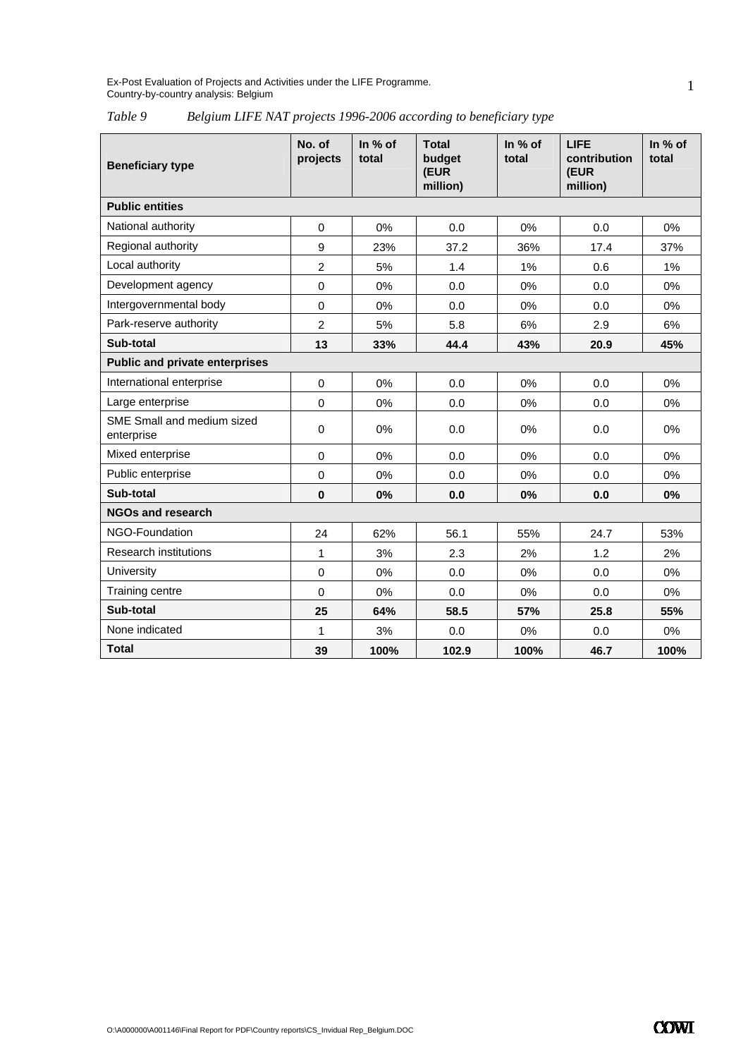*Table 9 Belgium LIFE NAT projects 1996-2006 according to beneficiary type*

| Beneficiary type | No. of projects | In % of total | Total budget (EUR million) | In % of total | LIFE contribution (EUR million) | In % of total |
|---|---|---|---|---|---|---|
| **Public entities** | | | | | | |
| National authority | 0 | 0% | 0.0 | 0% | 0.0 | 0% |
| Regional authority | 9 | 23% | 37.2 | 36% | 17.4 | 37% |
| Local authority | 2 | 5% | 1.4 | 1% | 0.6 | 1% |
| Development agency | 0 | 0% | 0.0 | 0% | 0.0 | 0% |
| Intergovernmental body | 0 | 0% | 0.0 | 0% | 0.0 | 0% |
| Park-reserve authority | 2 | 5% | 5.8 | 6% | 2.9 | 6% |
| **Sub-total** | **13** | **33%** | **44.4** | **43%** | **20.9** | **45%** |
| **Public and private enterprises** | | | | | | |
| International enterprise | 0 | 0% | 0.0 | 0% | 0.0 | 0% |
| Large enterprise | 0 | 0% | 0.0 | 0% | 0.0 | 0% |
| SME Small and medium sized enterprise | 0 | 0% | 0.0 | 0% | 0.0 | 0% |
| Mixed enterprise | 0 | 0% | 0.0 | 0% | 0.0 | 0% |
| Public enterprise | 0 | 0% | 0.0 | 0% | 0.0 | 0% |
| **Sub-total** | **0** | **0%** | **0.0** | **0%** | **0.0** | **0%** |
| **NGOs and research** | | | | | | |
| NGO-Foundation | 24 | 62% | 56.1 | 55% | 24.7 | 53% |
| Research institutions | 1 | 3% | 2.3 | 2% | 1.2 | 2% |
| University | 0 | 0% | 0.0 | 0% | 0.0 | 0% |
| Training centre | 0 | 0% | 0.0 | 0% | 0.0 | 0% |
| **Sub-total** | **25** | **64%** | **58.5** | **57%** | **25.8** | **55%** |
| None indicated | 1 | 3% | 0.0 | 0% | 0.0 | 0% |
| **Total** | **39** | **100%** | **102.9** | **100%** | **46.7** | **100%** |